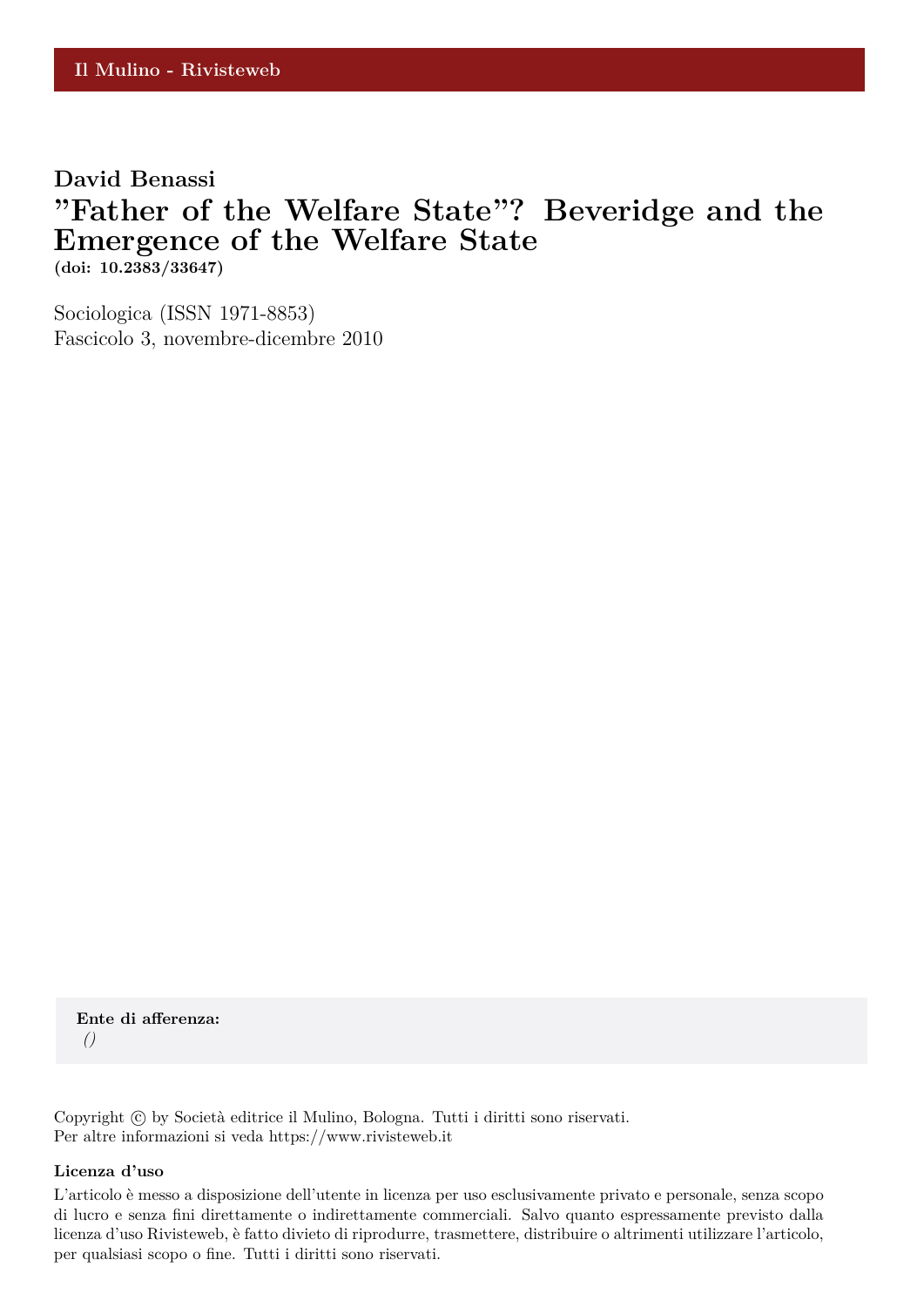Il Mulino - Rivisteweb

**David Benassi**

# "Father of the Welfare State"? Beveridge and the Emergence of the Welfare State

**(doi: 10.2383/33647)**

Sociologica (ISSN 1971-8853)
Fascicolo 3, novembre-dicembre 2010

**Ente di afferenza:**
*()*

Copyright © by Società editrice il Mulino, Bologna. Tutti i diritti sono riservati.
Per altre informazioni si veda https://www.rivisteweb.it

**Licenza d'uso**

L'articolo è messo a disposizione dell'utente in licenza per uso esclusivamente privato e personale, senza scopo di lucro e senza fini direttamente o indirettamente commerciali. Salvo quanto espressamente previsto dalla licenza d'uso Rivisteweb, è fatto divieto di riprodurre, trasmettere, distribuire o altrimenti utilizzare l'articolo, per qualsiasi scopo o fine. Tutti i diritti sono riservati.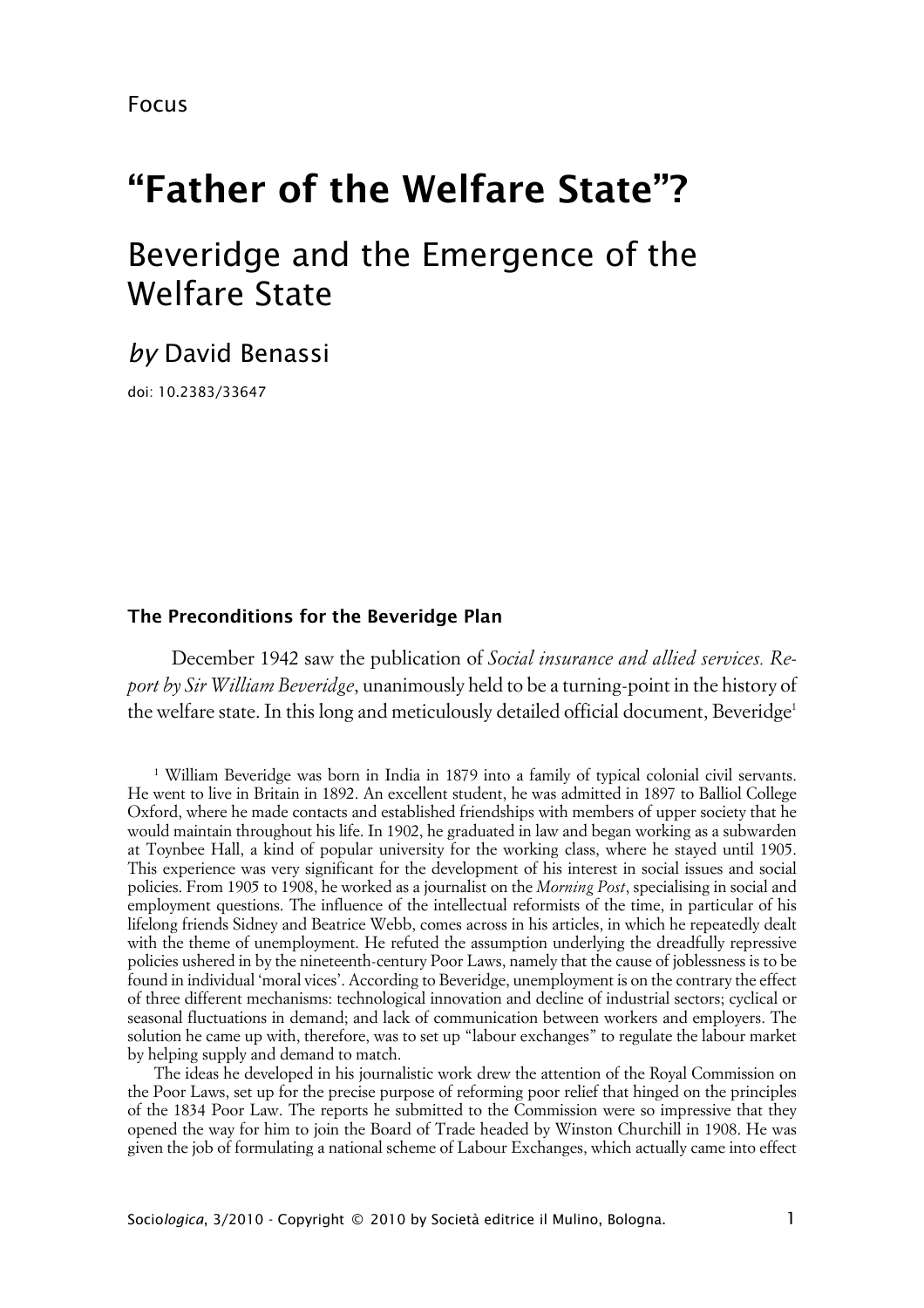Focus

# "Father of the Welfare State"?

## Beveridge and the Emergence of the Welfare State

*by* David Benassi

doi: 10.2383/33647

### The Preconditions for the Beveridge Plan

December 1942 saw the publication of *Social insurance and allied services. Report by Sir William Beveridge*, unanimously held to be a turning-point in the history of the welfare state. In this long and meticulously detailed official document, Beveridge[1]

[1] William Beveridge was born in India in 1879 into a family of typical colonial civil servants. He went to live in Britain in 1892. An excellent student, he was admitted in 1897 to Balliol College Oxford, where he made contacts and established friendships with members of upper society that he would maintain throughout his life. In 1902, he graduated in law and began working as a subwarden at Toynbee Hall, a kind of popular university for the working class, where he stayed until 1905. This experience was very significant for the development of his interest in social issues and social policies. From 1905 to 1908, he worked as a journalist on the *Morning Post*, specialising in social and employment questions. The influence of the intellectual reformists of the time, in particular of his lifelong friends Sidney and Beatrice Webb, comes across in his articles, in which he repeatedly dealt with the theme of unemployment. He refuted the assumption underlying the dreadfully repressive policies ushered in by the nineteenth-century Poor Laws, namely that the cause of joblessness is to be found in individual 'moral vices'. According to Beveridge, unemployment is on the contrary the effect of three different mechanisms: technological innovation and decline of industrial sectors; cyclical or seasonal fluctuations in demand; and lack of communication between workers and employers. The solution he came up with, therefore, was to set up "labour exchanges" to regulate the labour market by helping supply and demand to match.

The ideas he developed in his journalistic work drew the attention of the Royal Commission on the Poor Laws, set up for the precise purpose of reforming poor relief that hinged on the principles of the 1834 Poor Law. The reports he submitted to the Commission were so impressive that they opened the way for him to join the Board of Trade headed by Winston Churchill in 1908. He was given the job of formulating a national scheme of Labour Exchanges, which actually came into effect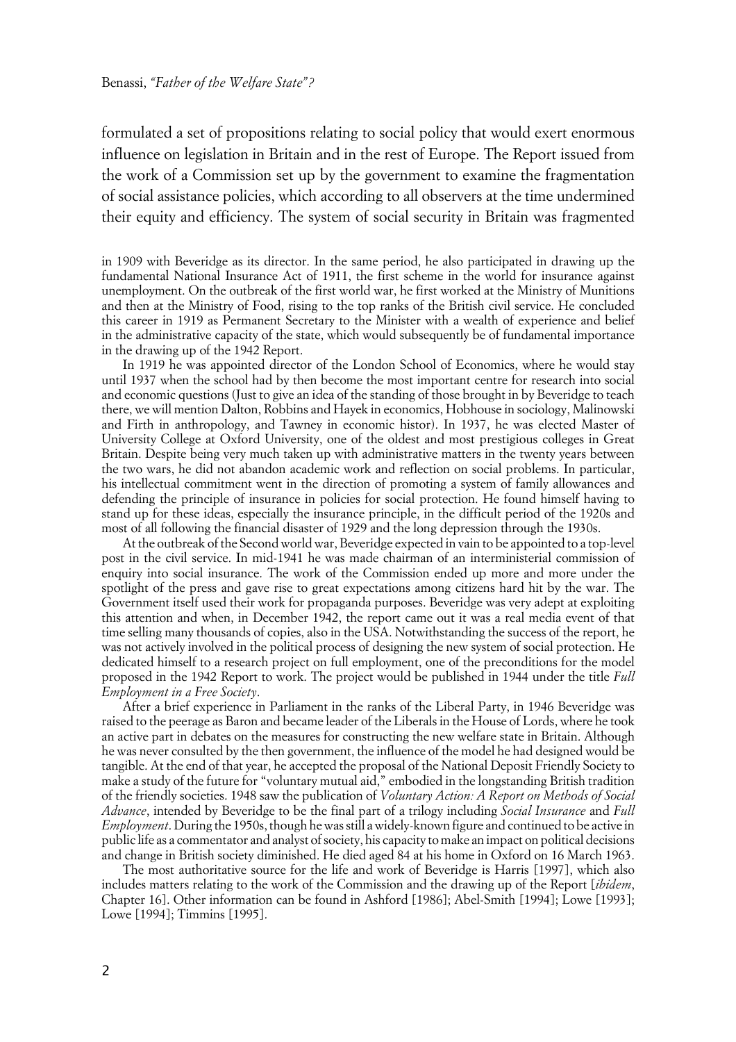formulated a set of propositions relating to social policy that would exert enormous influence on legislation in Britain and in the rest of Europe. The Report issued from the work of a Commission set up by the government to examine the fragmentation of social assistance policies, which according to all observers at the time undermined their equity and efficiency. The system of social security in Britain was fragmented

in 1909 with Beveridge as its director. In the same period, he also participated in drawing up the fundamental National Insurance Act of 1911, the first scheme in the world for insurance against unemployment. On the outbreak of the first world war, he first worked at the Ministry of Munitions and then at the Ministry of Food, rising to the top ranks of the British civil service. He concluded this career in 1919 as Permanent Secretary to the Minister with a wealth of experience and belief in the administrative capacity of the state, which would subsequently be of fundamental importance in the drawing up of the 1942 Report.

In 1919 he was appointed director of the London School of Economics, where he would stay until 1937 when the school had by then become the most important centre for research into social and economic questions (Just to give an idea of the standing of those brought in by Beveridge to teach there, we will mention Dalton, Robbins and Hayek in economics, Hobhouse in sociology, Malinowski and Firth in anthropology, and Tawney in economic histor). In 1937, he was elected Master of University College at Oxford University, one of the oldest and most prestigious colleges in Great Britain. Despite being very much taken up with administrative matters in the twenty years between the two wars, he did not abandon academic work and reflection on social problems. In particular, his intellectual commitment went in the direction of promoting a system of family allowances and defending the principle of insurance in policies for social protection. He found himself having to stand up for these ideas, especially the insurance principle, in the difficult period of the 1920s and most of all following the financial disaster of 1929 and the long depression through the 1930s.

At the outbreak of the Second world war, Beveridge expected in vain to be appointed to a top-level post in the civil service. In mid-1941 he was made chairman of an interministerial commission of enquiry into social insurance. The work of the Commission ended up more and more under the spotlight of the press and gave rise to great expectations among citizens hard hit by the war. The Government itself used their work for propaganda purposes. Beveridge was very adept at exploiting this attention and when, in December 1942, the report came out it was a real media event of that time selling many thousands of copies, also in the USA. Notwithstanding the success of the report, he was not actively involved in the political process of designing the new system of social protection. He dedicated himself to a research project on full employment, one of the preconditions for the model proposed in the 1942 Report to work. The project would be published in 1944 under the title *Full Employment in a Free Society*.

After a brief experience in Parliament in the ranks of the Liberal Party, in 1946 Beveridge was raised to the peerage as Baron and became leader of the Liberals in the House of Lords, where he took an active part in debates on the measures for constructing the new welfare state in Britain. Although he was never consulted by the then government, the influence of the model he had designed would be tangible. At the end of that year, he accepted the proposal of the National Deposit Friendly Society to make a study of the future for "voluntary mutual aid," embodied in the longstanding British tradition of the friendly societies. 1948 saw the publication of *Voluntary Action: A Report on Methods of Social Advance*, intended by Beveridge to be the final part of a trilogy including *Social Insurance* and *Full Employment*. During the 1950s, though he was still a widely-known figure and continued to be active in public life as a commentator and analyst of society, his capacity to make an impact on political decisions and change in British society diminished. He died aged 84 at his home in Oxford on 16 March 1963.

The most authoritative source for the life and work of Beveridge is Harris [1997], which also includes matters relating to the work of the Commission and the drawing up of the Report [*ibidem*, Chapter 16]. Other information can be found in Ashford [1986]; Abel-Smith [1994]; Lowe [1993]; Lowe [1994]; Timmins [1995].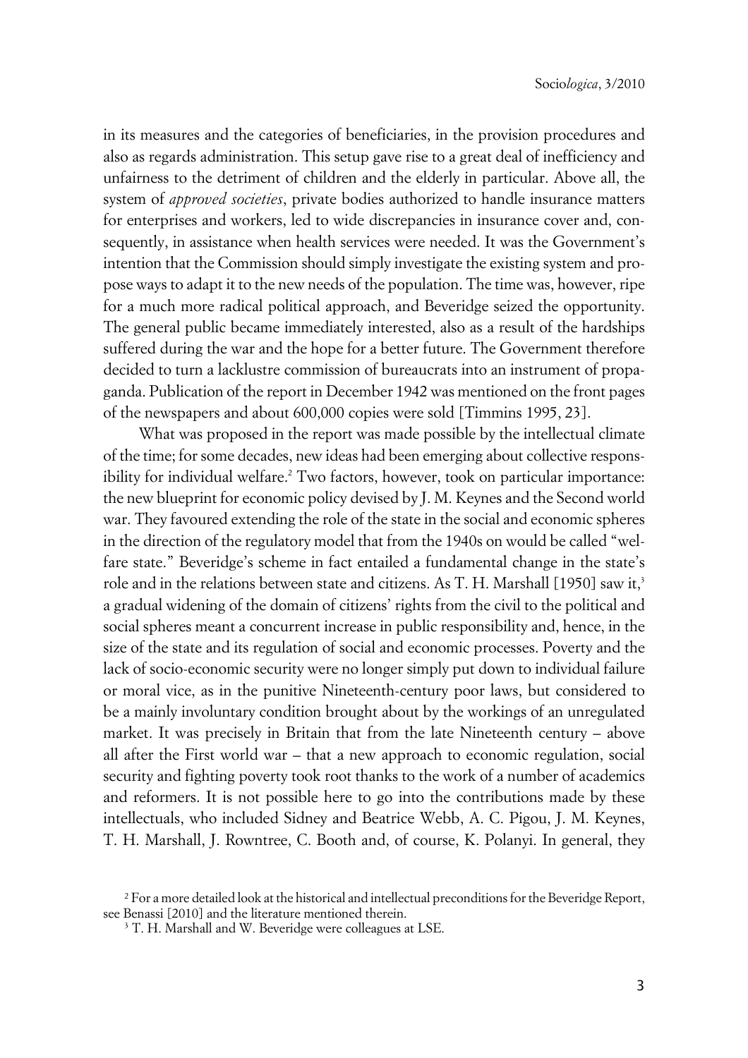in its measures and the categories of beneficiaries, in the provision procedures and also as regards administration. This setup gave rise to a great deal of inefficiency and unfairness to the detriment of children and the elderly in particular. Above all, the system of *approved societies*, private bodies authorized to handle insurance matters for enterprises and workers, led to wide discrepancies in insurance cover and, consequently, in assistance when health services were needed. It was the Government's intention that the Commission should simply investigate the existing system and propose ways to adapt it to the new needs of the population. The time was, however, ripe for a much more radical political approach, and Beveridge seized the opportunity. The general public became immediately interested, also as a result of the hardships suffered during the war and the hope for a better future. The Government therefore decided to turn a lacklustre commission of bureaucrats into an instrument of propaganda. Publication of the report in December 1942 was mentioned on the front pages of the newspapers and about 600,000 copies were sold [Timmins 1995, 23].

What was proposed in the report was made possible by the intellectual climate of the time; for some decades, new ideas had been emerging about collective responsibility for individual welfare.[2] Two factors, however, took on particular importance: the new blueprint for economic policy devised by J. M. Keynes and the Second world war. They favoured extending the role of the state in the social and economic spheres in the direction of the regulatory model that from the 1940s on would be called "welfare state." Beveridge's scheme in fact entailed a fundamental change in the state's role and in the relations between state and citizens. As T. H. Marshall [1950] saw it,[3] a gradual widening of the domain of citizens' rights from the civil to the political and social spheres meant a concurrent increase in public responsibility and, hence, in the size of the state and its regulation of social and economic processes. Poverty and the lack of socio-economic security were no longer simply put down to individual failure or moral vice, as in the punitive Nineteenth-century poor laws, but considered to be a mainly involuntary condition brought about by the workings of an unregulated market. It was precisely in Britain that from the late Nineteenth century – above all after the First world war – that a new approach to economic regulation, social security and fighting poverty took root thanks to the work of a number of academics and reformers. It is not possible here to go into the contributions made by these intellectuals, who included Sidney and Beatrice Webb, A. C. Pigou, J. M. Keynes, T. H. Marshall, J. Rowntree, C. Booth and, of course, K. Polanyi. In general, they

[2] For a more detailed look at the historical and intellectual preconditions for the Beveridge Report, see Benassi [2010] and the literature mentioned therein.

[3] T. H. Marshall and W. Beveridge were colleagues at LSE.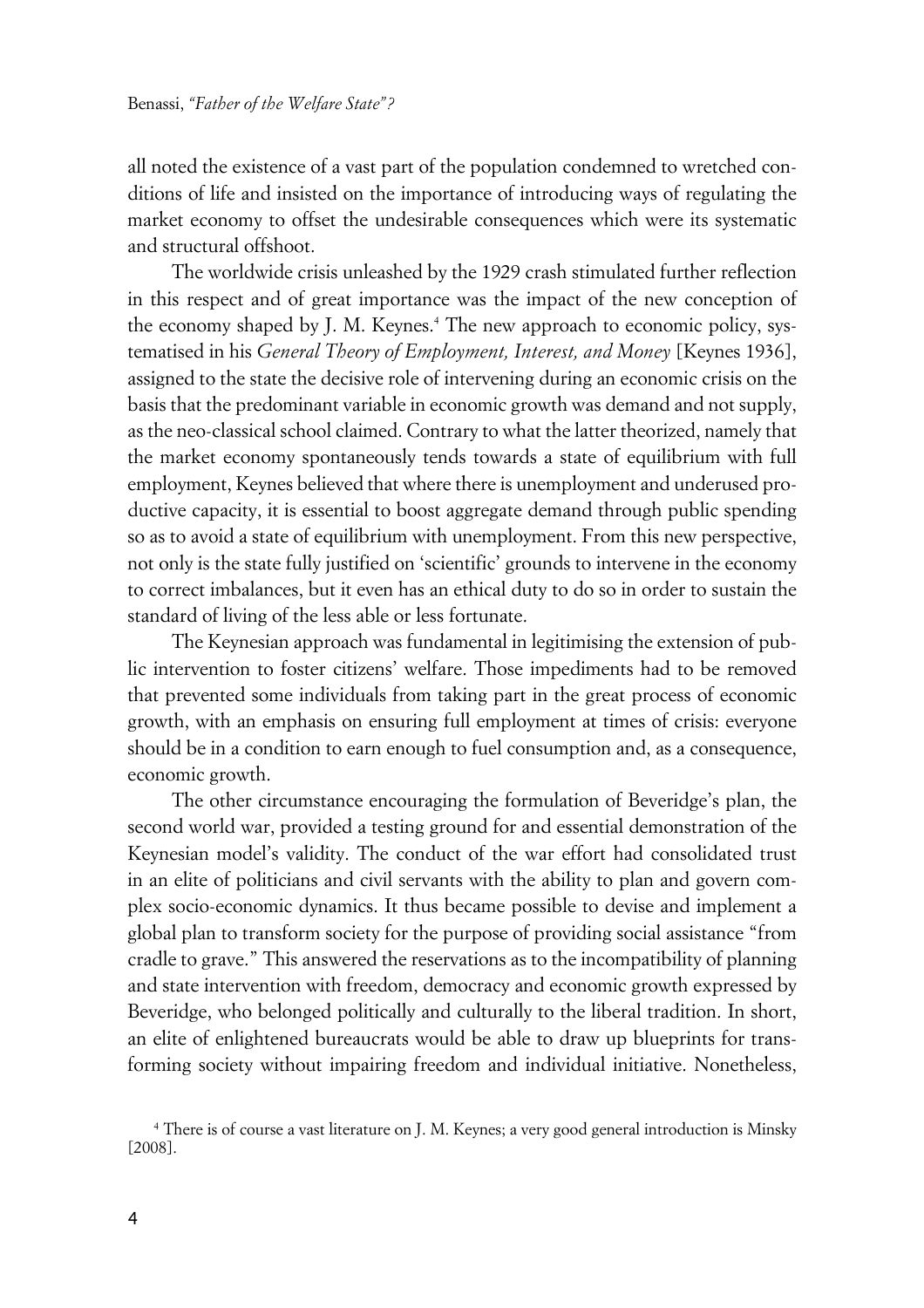all noted the existence of a vast part of the population condemned to wretched conditions of life and insisted on the importance of introducing ways of regulating the market economy to offset the undesirable consequences which were its systematic and structural offshoot.

The worldwide crisis unleashed by the 1929 crash stimulated further reflection in this respect and of great importance was the impact of the new conception of the economy shaped by J. M. Keynes.[4] The new approach to economic policy, systematised in his *General Theory of Employment, Interest, and Money* [Keynes 1936], assigned to the state the decisive role of intervening during an economic crisis on the basis that the predominant variable in economic growth was demand and not supply, as the neo-classical school claimed. Contrary to what the latter theorized, namely that the market economy spontaneously tends towards a state of equilibrium with full employment, Keynes believed that where there is unemployment and underused productive capacity, it is essential to boost aggregate demand through public spending so as to avoid a state of equilibrium with unemployment. From this new perspective, not only is the state fully justified on 'scientific' grounds to intervene in the economy to correct imbalances, but it even has an ethical duty to do so in order to sustain the standard of living of the less able or less fortunate.

The Keynesian approach was fundamental in legitimising the extension of public intervention to foster citizens' welfare. Those impediments had to be removed that prevented some individuals from taking part in the great process of economic growth, with an emphasis on ensuring full employment at times of crisis: everyone should be in a condition to earn enough to fuel consumption and, as a consequence, economic growth.

The other circumstance encouraging the formulation of Beveridge's plan, the second world war, provided a testing ground for and essential demonstration of the Keynesian model's validity. The conduct of the war effort had consolidated trust in an elite of politicians and civil servants with the ability to plan and govern complex socio-economic dynamics. It thus became possible to devise and implement a global plan to transform society for the purpose of providing social assistance "from cradle to grave." This answered the reservations as to the incompatibility of planning and state intervention with freedom, democracy and economic growth expressed by Beveridge, who belonged politically and culturally to the liberal tradition. In short, an elite of enlightened bureaucrats would be able to draw up blueprints for transforming society without impairing freedom and individual initiative. Nonetheless,

[4] There is of course a vast literature on J. M. Keynes; a very good general introduction is Minsky [2008].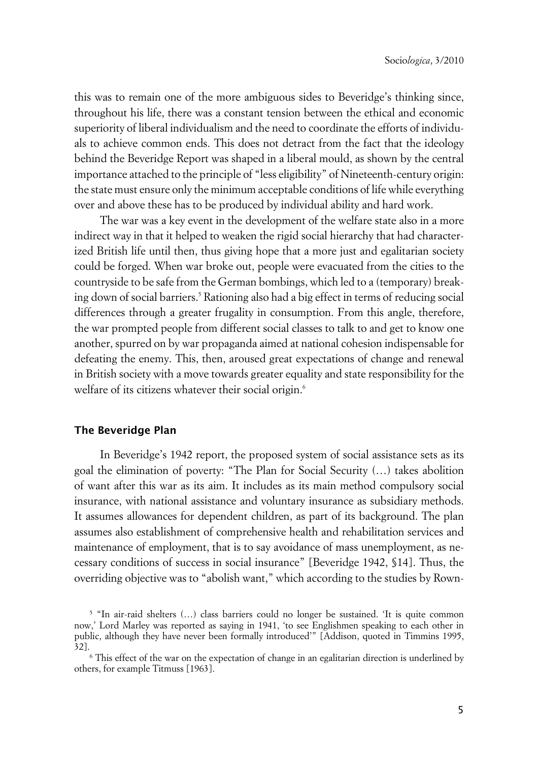this was to remain one of the more ambiguous sides to Beveridge's thinking since, throughout his life, there was a constant tension between the ethical and economic superiority of liberal individualism and the need to coordinate the efforts of individuals to achieve common ends. This does not detract from the fact that the ideology behind the Beveridge Report was shaped in a liberal mould, as shown by the central importance attached to the principle of "less eligibility" of Nineteenth-century origin: the state must ensure only the minimum acceptable conditions of life while everything over and above these has to be produced by individual ability and hard work.

The war was a key event in the development of the welfare state also in a more indirect way in that it helped to weaken the rigid social hierarchy that had characterized British life until then, thus giving hope that a more just and egalitarian society could be forged. When war broke out, people were evacuated from the cities to the countryside to be safe from the German bombings, which led to a (temporary) breaking down of social barriers.[5] Rationing also had a big effect in terms of reducing social differences through a greater frugality in consumption. From this angle, therefore, the war prompted people from different social classes to talk to and get to know one another, spurred on by war propaganda aimed at national cohesion indispensable for defeating the enemy. This, then, aroused great expectations of change and renewal in British society with a move towards greater equality and state responsibility for the welfare of its citizens whatever their social origin.[6]

## The Beveridge Plan

In Beveridge's 1942 report, the proposed system of social assistance sets as its goal the elimination of poverty: "The Plan for Social Security (…) takes abolition of want after this war as its aim. It includes as its main method compulsory social insurance, with national assistance and voluntary insurance as subsidiary methods. It assumes allowances for dependent children, as part of its background. The plan assumes also establishment of comprehensive health and rehabilitation services and maintenance of employment, that is to say avoidance of mass unemployment, as necessary conditions of success in social insurance" [Beveridge 1942, §14]. Thus, the overriding objective was to "abolish want," which according to the studies by Rown-

[5] "In air-raid shelters (…) class barriers could no longer be sustained. 'It is quite common now,' Lord Marley was reported as saying in 1941, 'to see Englishmen speaking to each other in public, although they have never been formally introduced'" [Addison, quoted in Timmins 1995, 32].

[6] This effect of the war on the expectation of change in an egalitarian direction is underlined by others, for example Titmuss [1963].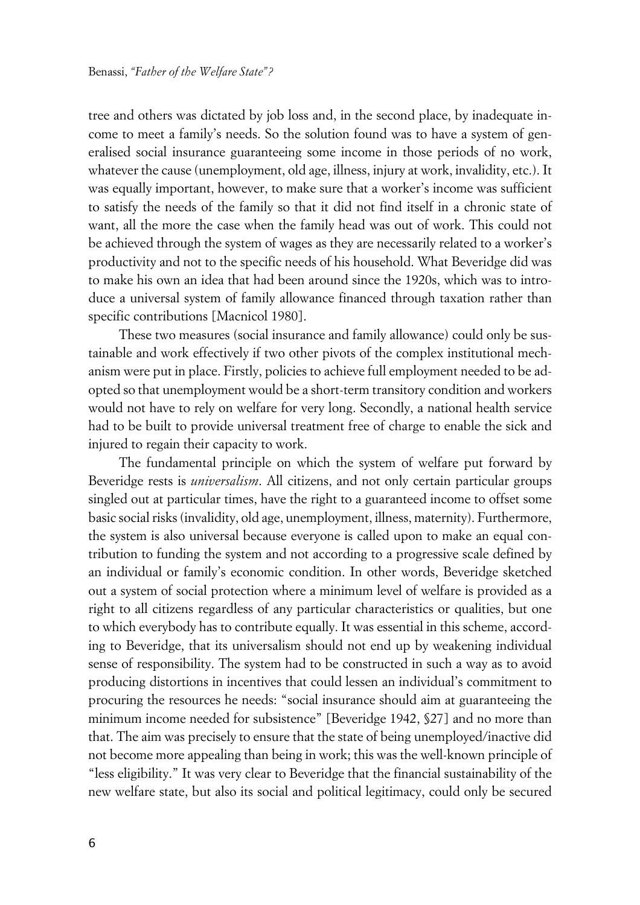tree and others was dictated by job loss and, in the second place, by inadequate income to meet a family's needs. So the solution found was to have a system of generalised social insurance guaranteeing some income in those periods of no work, whatever the cause (unemployment, old age, illness, injury at work, invalidity, etc.). It was equally important, however, to make sure that a worker's income was sufficient to satisfy the needs of the family so that it did not find itself in a chronic state of want, all the more the case when the family head was out of work. This could not be achieved through the system of wages as they are necessarily related to a worker's productivity and not to the specific needs of his household. What Beveridge did was to make his own an idea that had been around since the 1920s, which was to introduce a universal system of family allowance financed through taxation rather than specific contributions [Macnicol 1980].

These two measures (social insurance and family allowance) could only be sustainable and work effectively if two other pivots of the complex institutional mechanism were put in place. Firstly, policies to achieve full employment needed to be adopted so that unemployment would be a short-term transitory condition and workers would not have to rely on welfare for very long. Secondly, a national health service had to be built to provide universal treatment free of charge to enable the sick and injured to regain their capacity to work.

The fundamental principle on which the system of welfare put forward by Beveridge rests is *universalism*. All citizens, and not only certain particular groups singled out at particular times, have the right to a guaranteed income to offset some basic social risks (invalidity, old age, unemployment, illness, maternity). Furthermore, the system is also universal because everyone is called upon to make an equal contribution to funding the system and not according to a progressive scale defined by an individual or family's economic condition. In other words, Beveridge sketched out a system of social protection where a minimum level of welfare is provided as a right to all citizens regardless of any particular characteristics or qualities, but one to which everybody has to contribute equally. It was essential in this scheme, according to Beveridge, that its universalism should not end up by weakening individual sense of responsibility. The system had to be constructed in such a way as to avoid producing distortions in incentives that could lessen an individual's commitment to procuring the resources he needs: "social insurance should aim at guaranteeing the minimum income needed for subsistence" [Beveridge 1942, §27] and no more than that. The aim was precisely to ensure that the state of being unemployed/inactive did not become more appealing than being in work; this was the well-known principle of "less eligibility." It was very clear to Beveridge that the financial sustainability of the new welfare state, but also its social and political legitimacy, could only be secured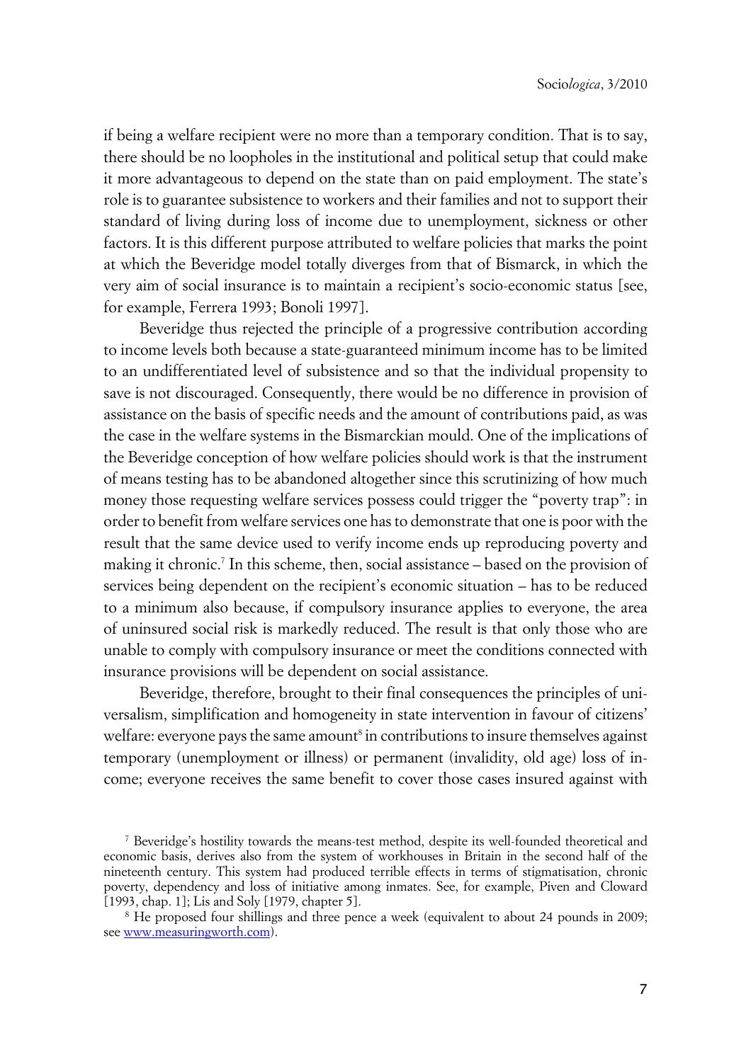if being a welfare recipient were no more than a temporary condition. That is to say, there should be no loopholes in the institutional and political setup that could make it more advantageous to depend on the state than on paid employment. The state's role is to guarantee subsistence to workers and their families and not to support their standard of living during loss of income due to unemployment, sickness or other factors. It is this different purpose attributed to welfare policies that marks the point at which the Beveridge model totally diverges from that of Bismarck, in which the very aim of social insurance is to maintain a recipient's socio-economic status [see, for example, Ferrera 1993; Bonoli 1997].

Beveridge thus rejected the principle of a progressive contribution according to income levels both because a state-guaranteed minimum income has to be limited to an undifferentiated level of subsistence and so that the individual propensity to save is not discouraged. Consequently, there would be no difference in provision of assistance on the basis of specific needs and the amount of contributions paid, as was the case in the welfare systems in the Bismarckian mould. One of the implications of the Beveridge conception of how welfare policies should work is that the instrument of means testing has to be abandoned altogether since this scrutinizing of how much money those requesting welfare services possess could trigger the "poverty trap": in order to benefit from welfare services one has to demonstrate that one is poor with the result that the same device used to verify income ends up reproducing poverty and making it chronic.[7] In this scheme, then, social assistance – based on the provision of services being dependent on the recipient's economic situation – has to be reduced to a minimum also because, if compulsory insurance applies to everyone, the area of uninsured social risk is markedly reduced. The result is that only those who are unable to comply with compulsory insurance or meet the conditions connected with insurance provisions will be dependent on social assistance.

Beveridge, therefore, brought to their final consequences the principles of universalism, simplification and homogeneity in state intervention in favour of citizens' welfare: everyone pays the same amount[8] in contributions to insure themselves against temporary (unemployment or illness) or permanent (invalidity, old age) loss of income; everyone receives the same benefit to cover those cases insured against with

[7] Beveridge's hostility towards the means-test method, despite its well-founded theoretical and economic basis, derives also from the system of workhouses in Britain in the second half of the nineteenth century. This system had produced terrible effects in terms of stigmatisation, chronic poverty, dependency and loss of initiative among inmates. See, for example, Piven and Cloward [1993, chap. 1]; Lis and Soly [1979, chapter 5].

[8] He proposed four shillings and three pence a week (equivalent to about 24 pounds in 2009; see www.measuringworth.com).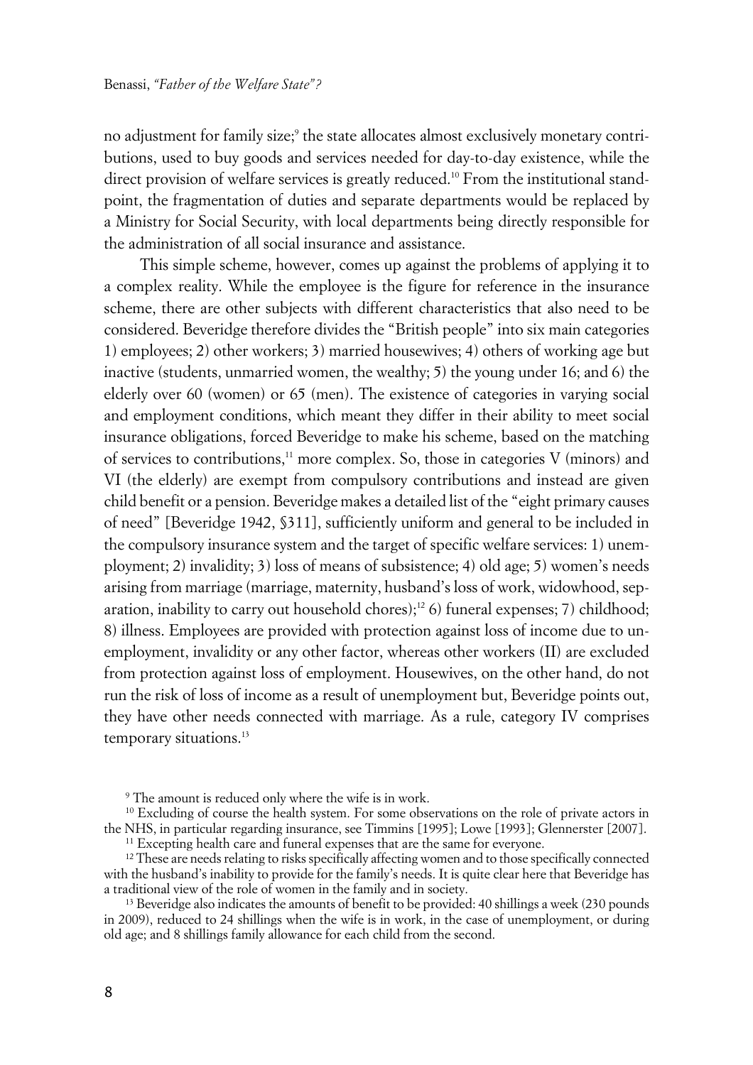no adjustment for family size;[9] the state allocates almost exclusively monetary contributions, used to buy goods and services needed for day-to-day existence, while the direct provision of welfare services is greatly reduced.[10] From the institutional standpoint, the fragmentation of duties and separate departments would be replaced by a Ministry for Social Security, with local departments being directly responsible for the administration of all social insurance and assistance.

This simple scheme, however, comes up against the problems of applying it to a complex reality. While the employee is the figure for reference in the insurance scheme, there are other subjects with different characteristics that also need to be considered. Beveridge therefore divides the "British people" into six main categories 1) employees; 2) other workers; 3) married housewives; 4) others of working age but inactive (students, unmarried women, the wealthy; 5) the young under 16; and 6) the elderly over 60 (women) or 65 (men). The existence of categories in varying social and employment conditions, which meant they differ in their ability to meet social insurance obligations, forced Beveridge to make his scheme, based on the matching of services to contributions,[11] more complex. So, those in categories V (minors) and VI (the elderly) are exempt from compulsory contributions and instead are given child benefit or a pension. Beveridge makes a detailed list of the "eight primary causes of need" [Beveridge 1942, §311], sufficiently uniform and general to be included in the compulsory insurance system and the target of specific welfare services: 1) unemployment; 2) invalidity; 3) loss of means of subsistence; 4) old age; 5) women's needs arising from marriage (marriage, maternity, husband's loss of work, widowhood, separation, inability to carry out household chores);[12] 6) funeral expenses; 7) childhood; 8) illness. Employees are provided with protection against loss of income due to unemployment, invalidity or any other factor, whereas other workers (II) are excluded from protection against loss of employment. Housewives, on the other hand, do not run the risk of loss of income as a result of unemployment but, Beveridge points out, they have other needs connected with marriage. As a rule, category IV comprises temporary situations.[13]

[9] The amount is reduced only where the wife is in work.

[10] Excluding of course the health system. For some observations on the role of private actors in the NHS, in particular regarding insurance, see Timmins [1995]; Lowe [1993]; Glennerster [2007].

[11] Excepting health care and funeral expenses that are the same for everyone.

[12] These are needs relating to risks specifically affecting women and to those specifically connected with the husband's inability to provide for the family's needs. It is quite clear here that Beveridge has a traditional view of the role of women in the family and in society.

[13] Beveridge also indicates the amounts of benefit to be provided: 40 shillings a week (230 pounds in 2009), reduced to 24 shillings when the wife is in work, in the case of unemployment, or during old age; and 8 shillings family allowance for each child from the second.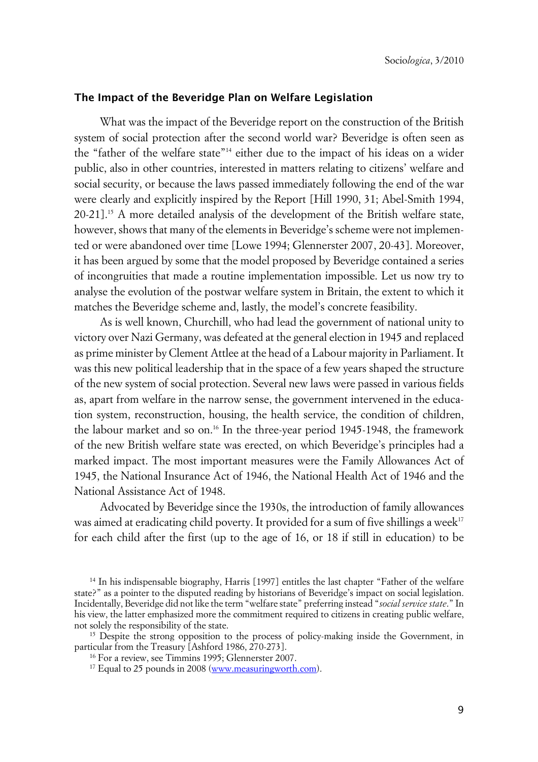## The Impact of the Beveridge Plan on Welfare Legislation

What was the impact of the Beveridge report on the construction of the British system of social protection after the second world war? Beveridge is often seen as the "father of the welfare state"[14] either due to the impact of his ideas on a wider public, also in other countries, interested in matters relating to citizens' welfare and social security, or because the laws passed immediately following the end of the war were clearly and explicitly inspired by the Report [Hill 1990, 31; Abel-Smith 1994, 20-21].[15] A more detailed analysis of the development of the British welfare state, however, shows that many of the elements in Beveridge's scheme were not implemented or were abandoned over time [Lowe 1994; Glennerster 2007, 20-43]. Moreover, it has been argued by some that the model proposed by Beveridge contained a series of incongruities that made a routine implementation impossible. Let us now try to analyse the evolution of the postwar welfare system in Britain, the extent to which it matches the Beveridge scheme and, lastly, the model's concrete feasibility.

As is well known, Churchill, who had lead the government of national unity to victory over Nazi Germany, was defeated at the general election in 1945 and replaced as prime minister by Clement Attlee at the head of a Labour majority in Parliament. It was this new political leadership that in the space of a few years shaped the structure of the new system of social protection. Several new laws were passed in various fields as, apart from welfare in the narrow sense, the government intervened in the education system, reconstruction, housing, the health service, the condition of children, the labour market and so on.[16] In the three-year period 1945-1948, the framework of the new British welfare state was erected, on which Beveridge's principles had a marked impact. The most important measures were the Family Allowances Act of 1945, the National Insurance Act of 1946, the National Health Act of 1946 and the National Assistance Act of 1948.

Advocated by Beveridge since the 1930s, the introduction of family allowances was aimed at eradicating child poverty. It provided for a sum of five shillings a week[17] for each child after the first (up to the age of 16, or 18 if still in education) to be

[14] In his indispensable biography, Harris [1997] entitles the last chapter "Father of the welfare state?" as a pointer to the disputed reading by historians of Beveridge's impact on social legislation. Incidentally, Beveridge did not like the term "welfare state" preferring instead "*social service state*." In his view, the latter emphasized more the commitment required to citizens in creating public welfare, not solely the responsibility of the state.

[15] Despite the strong opposition to the process of policy-making inside the Government, in particular from the Treasury [Ashford 1986, 270-273].

[16] For a review, see Timmins 1995; Glennerster 2007.

[17] Equal to 25 pounds in 2008 (www.measuringworth.com).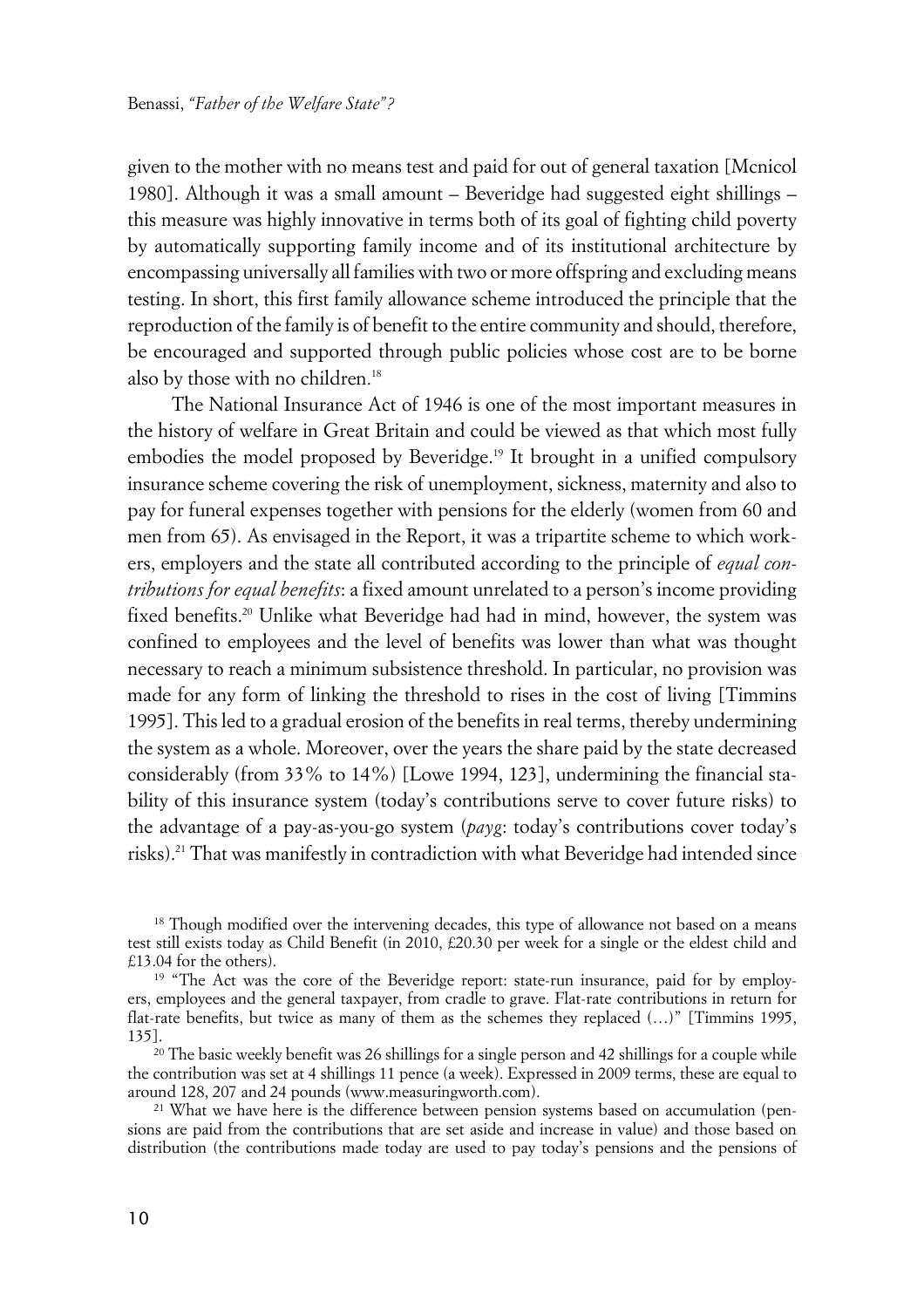given to the mother with no means test and paid for out of general taxation [Mcnicol 1980]. Although it was a small amount – Beveridge had suggested eight shillings – this measure was highly innovative in terms both of its goal of fighting child poverty by automatically supporting family income and of its institutional architecture by encompassing universally all families with two or more offspring and excluding means testing. In short, this first family allowance scheme introduced the principle that the reproduction of the family is of benefit to the entire community and should, therefore, be encouraged and supported through public policies whose cost are to be borne also by those with no children.[18]

The National Insurance Act of 1946 is one of the most important measures in the history of welfare in Great Britain and could be viewed as that which most fully embodies the model proposed by Beveridge.[19] It brought in a unified compulsory insurance scheme covering the risk of unemployment, sickness, maternity and also to pay for funeral expenses together with pensions for the elderly (women from 60 and men from 65). As envisaged in the Report, it was a tripartite scheme to which workers, employers and the state all contributed according to the principle of *equal contributions for equal benefits*: a fixed amount unrelated to a person's income providing fixed benefits.[20] Unlike what Beveridge had had in mind, however, the system was confined to employees and the level of benefits was lower than what was thought necessary to reach a minimum subsistence threshold. In particular, no provision was made for any form of linking the threshold to rises in the cost of living [Timmins 1995]. This led to a gradual erosion of the benefits in real terms, thereby undermining the system as a whole. Moreover, over the years the share paid by the state decreased considerably (from 33% to 14%) [Lowe 1994, 123], undermining the financial stability of this insurance system (today's contributions serve to cover future risks) to the advantage of a pay-as-you-go system (*payg*: today's contributions cover today's risks).[21] That was manifestly in contradiction with what Beveridge had intended since

[18] Though modified over the intervening decades, this type of allowance not based on a means test still exists today as Child Benefit (in 2010, £20.30 per week for a single or the eldest child and £13.04 for the others).

[19] "The Act was the core of the Beveridge report: state-run insurance, paid for by employers, employees and the general taxpayer, from cradle to grave. Flat-rate contributions in return for flat-rate benefits, but twice as many of them as the schemes they replaced (…)" [Timmins 1995, 135].

[20] The basic weekly benefit was 26 shillings for a single person and 42 shillings for a couple while the contribution was set at 4 shillings 11 pence (a week). Expressed in 2009 terms, these are equal to around 128, 207 and 24 pounds (www.measuringworth.com).

[21] What we have here is the difference between pension systems based on accumulation (pensions are paid from the contributions that are set aside and increase in value) and those based on distribution (the contributions made today are used to pay today's pensions and the pensions of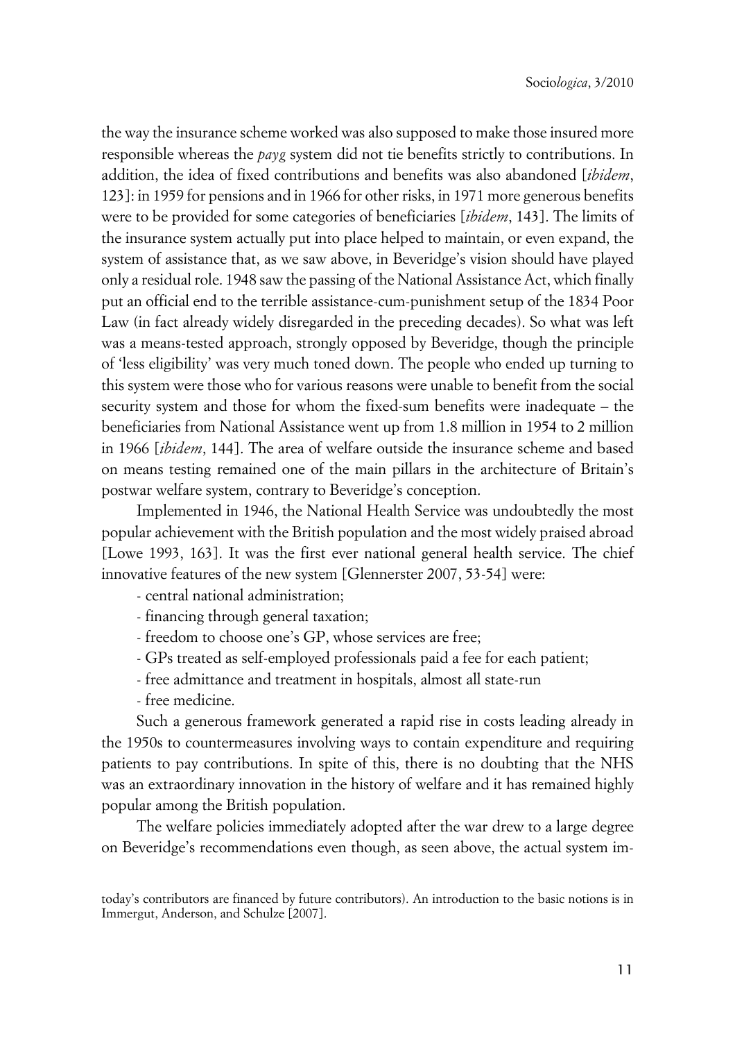the way the insurance scheme worked was also supposed to make those insured more responsible whereas the *payg* system did not tie benefits strictly to contributions. In addition, the idea of fixed contributions and benefits was also abandoned [*ibidem*, 123]: in 1959 for pensions and in 1966 for other risks, in 1971 more generous benefits were to be provided for some categories of beneficiaries [*ibidem*, 143]. The limits of the insurance system actually put into place helped to maintain, or even expand, the system of assistance that, as we saw above, in Beveridge's vision should have played only a residual role. 1948 saw the passing of the National Assistance Act, which finally put an official end to the terrible assistance-cum-punishment setup of the 1834 Poor Law (in fact already widely disregarded in the preceding decades). So what was left was a means-tested approach, strongly opposed by Beveridge, though the principle of 'less eligibility' was very much toned down. The people who ended up turning to this system were those who for various reasons were unable to benefit from the social security system and those for whom the fixed-sum benefits were inadequate – the beneficiaries from National Assistance went up from 1.8 million in 1954 to 2 million in 1966 [*ibidem*, 144]. The area of welfare outside the insurance scheme and based on means testing remained one of the main pillars in the architecture of Britain's postwar welfare system, contrary to Beveridge's conception.

Implemented in 1946, the National Health Service was undoubtedly the most popular achievement with the British population and the most widely praised abroad [Lowe 1993, 163]. It was the first ever national general health service. The chief innovative features of the new system [Glennerster 2007, 53-54] were:

- central national administration;
- financing through general taxation;
- freedom to choose one's GP, whose services are free;
- GPs treated as self-employed professionals paid a fee for each patient;
- free admittance and treatment in hospitals, almost all state-run
- free medicine.

Such a generous framework generated a rapid rise in costs leading already in the 1950s to countermeasures involving ways to contain expenditure and requiring patients to pay contributions. In spite of this, there is no doubting that the NHS was an extraordinary innovation in the history of welfare and it has remained highly popular among the British population.

The welfare policies immediately adopted after the war drew to a large degree on Beveridge's recommendations even though, as seen above, the actual system im-

today's contributors are financed by future contributors). An introduction to the basic notions is in Immergut, Anderson, and Schulze [2007].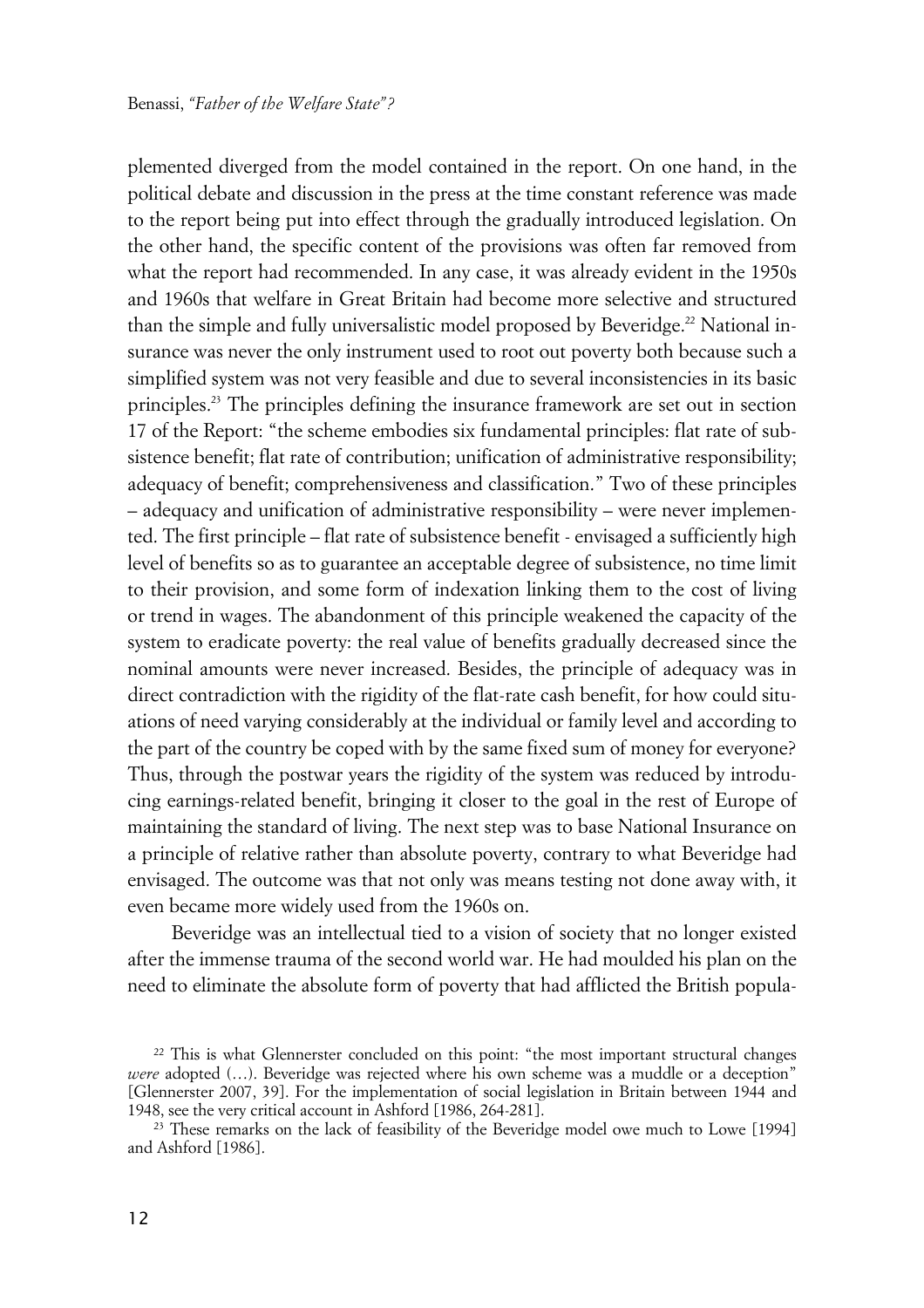plemented diverged from the model contained in the report. On one hand, in the political debate and discussion in the press at the time constant reference was made to the report being put into effect through the gradually introduced legislation. On the other hand, the specific content of the provisions was often far removed from what the report had recommended. In any case, it was already evident in the 1950s and 1960s that welfare in Great Britain had become more selective and structured than the simple and fully universalistic model proposed by Beveridge.[22] National insurance was never the only instrument used to root out poverty both because such a simplified system was not very feasible and due to several inconsistencies in its basic principles.[23] The principles defining the insurance framework are set out in section 17 of the Report: "the scheme embodies six fundamental principles: flat rate of subsistence benefit; flat rate of contribution; unification of administrative responsibility; adequacy of benefit; comprehensiveness and classification." Two of these principles – adequacy and unification of administrative responsibility – were never implemented. The first principle – flat rate of subsistence benefit - envisaged a sufficiently high level of benefits so as to guarantee an acceptable degree of subsistence, no time limit to their provision, and some form of indexation linking them to the cost of living or trend in wages. The abandonment of this principle weakened the capacity of the system to eradicate poverty: the real value of benefits gradually decreased since the nominal amounts were never increased. Besides, the principle of adequacy was in direct contradiction with the rigidity of the flat-rate cash benefit, for how could situations of need varying considerably at the individual or family level and according to the part of the country be coped with by the same fixed sum of money for everyone? Thus, through the postwar years the rigidity of the system was reduced by introducing earnings-related benefit, bringing it closer to the goal in the rest of Europe of maintaining the standard of living. The next step was to base National Insurance on a principle of relative rather than absolute poverty, contrary to what Beveridge had envisaged. The outcome was that not only was means testing not done away with, it even became more widely used from the 1960s on.

Beveridge was an intellectual tied to a vision of society that no longer existed after the immense trauma of the second world war. He had moulded his plan on the need to eliminate the absolute form of poverty that had afflicted the British popula-

[22] This is what Glennerster concluded on this point: "the most important structural changes *were* adopted (…). Beveridge was rejected where his own scheme was a muddle or a deception" [Glennerster 2007, 39]. For the implementation of social legislation in Britain between 1944 and 1948, see the very critical account in Ashford [1986, 264-281].

[23] These remarks on the lack of feasibility of the Beveridge model owe much to Lowe [1994] and Ashford [1986].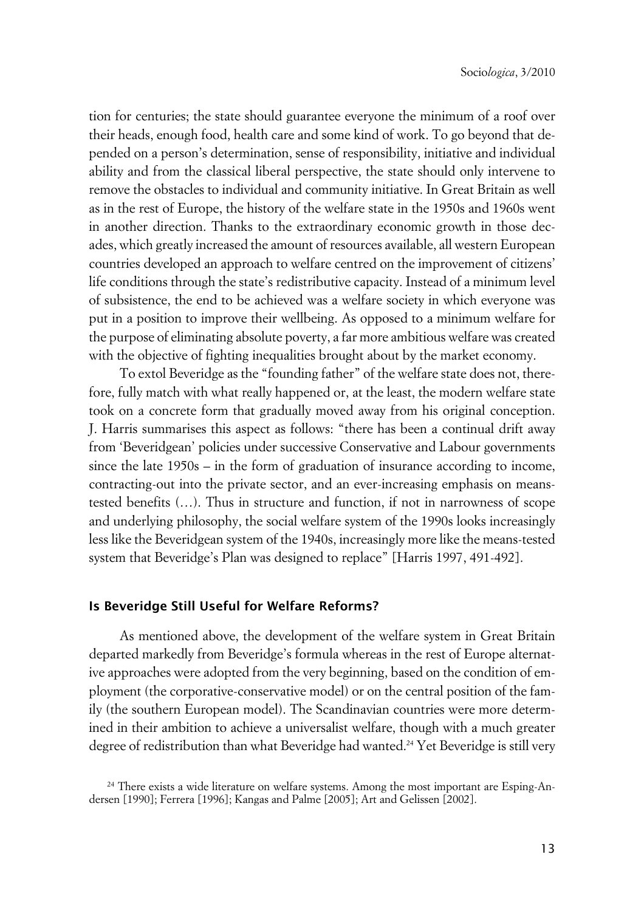tion for centuries; the state should guarantee everyone the minimum of a roof over their heads, enough food, health care and some kind of work. To go beyond that depended on a person's determination, sense of responsibility, initiative and individual ability and from the classical liberal perspective, the state should only intervene to remove the obstacles to individual and community initiative. In Great Britain as well as in the rest of Europe, the history of the welfare state in the 1950s and 1960s went in another direction. Thanks to the extraordinary economic growth in those decades, which greatly increased the amount of resources available, all western European countries developed an approach to welfare centred on the improvement of citizens' life conditions through the state's redistributive capacity. Instead of a minimum level of subsistence, the end to be achieved was a welfare society in which everyone was put in a position to improve their wellbeing. As opposed to a minimum welfare for the purpose of eliminating absolute poverty, a far more ambitious welfare was created with the objective of fighting inequalities brought about by the market economy.

To extol Beveridge as the "founding father" of the welfare state does not, therefore, fully match with what really happened or, at the least, the modern welfare state took on a concrete form that gradually moved away from his original conception. J. Harris summarises this aspect as follows: "there has been a continual drift away from 'Beveridgean' policies under successive Conservative and Labour governments since the late 1950s – in the form of graduation of insurance according to income, contracting-out into the private sector, and an ever-increasing emphasis on means-tested benefits (…). Thus in structure and function, if not in narrowness of scope and underlying philosophy, the social welfare system of the 1990s looks increasingly less like the Beveridgean system of the 1940s, increasingly more like the means-tested system that Beveridge's Plan was designed to replace" [Harris 1997, 491-492].

## Is Beveridge Still Useful for Welfare Reforms?

As mentioned above, the development of the welfare system in Great Britain departed markedly from Beveridge's formula whereas in the rest of Europe alternative approaches were adopted from the very beginning, based on the condition of employment (the corporative-conservative model) or on the central position of the family (the southern European model). The Scandinavian countries were more determined in their ambition to achieve a universalist welfare, though with a much greater degree of redistribution than what Beveridge had wanted.[24] Yet Beveridge is still very

[24] There exists a wide literature on welfare systems. Among the most important are Esping-Andersen [1990]; Ferrera [1996]; Kangas and Palme [2005]; Art and Gelissen [2002].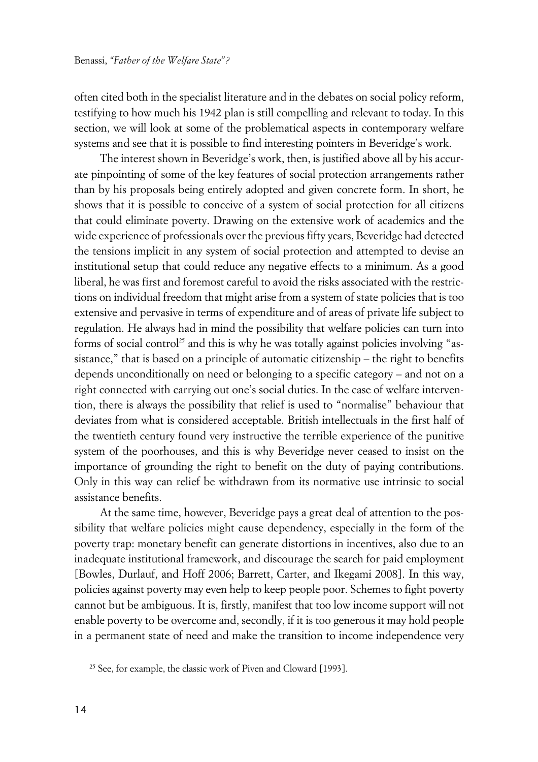often cited both in the specialist literature and in the debates on social policy reform, testifying to how much his 1942 plan is still compelling and relevant to today. In this section, we will look at some of the problematical aspects in contemporary welfare systems and see that it is possible to find interesting pointers in Beveridge's work.

The interest shown in Beveridge's work, then, is justified above all by his accurate pinpointing of some of the key features of social protection arrangements rather than by his proposals being entirely adopted and given concrete form. In short, he shows that it is possible to conceive of a system of social protection for all citizens that could eliminate poverty. Drawing on the extensive work of academics and the wide experience of professionals over the previous fifty years, Beveridge had detected the tensions implicit in any system of social protection and attempted to devise an institutional setup that could reduce any negative effects to a minimum. As a good liberal, he was first and foremost careful to avoid the risks associated with the restrictions on individual freedom that might arise from a system of state policies that is too extensive and pervasive in terms of expenditure and of areas of private life subject to regulation. He always had in mind the possibility that welfare policies can turn into forms of social control[25] and this is why he was totally against policies involving "assistance," that is based on a principle of automatic citizenship – the right to benefits depends unconditionally on need or belonging to a specific category – and not on a right connected with carrying out one's social duties. In the case of welfare intervention, there is always the possibility that relief is used to "normalise" behaviour that deviates from what is considered acceptable. British intellectuals in the first half of the twentieth century found very instructive the terrible experience of the punitive system of the poorhouses, and this is why Beveridge never ceased to insist on the importance of grounding the right to benefit on the duty of paying contributions. Only in this way can relief be withdrawn from its normative use intrinsic to social assistance benefits.

At the same time, however, Beveridge pays a great deal of attention to the possibility that welfare policies might cause dependency, especially in the form of the poverty trap: monetary benefit can generate distortions in incentives, also due to an inadequate institutional framework, and discourage the search for paid employment [Bowles, Durlauf, and Hoff 2006; Barrett, Carter, and Ikegami 2008]. In this way, policies against poverty may even help to keep people poor. Schemes to fight poverty cannot but be ambiguous. It is, firstly, manifest that too low income support will not enable poverty to be overcome and, secondly, if it is too generous it may hold people in a permanent state of need and make the transition to income independence very

[25] See, for example, the classic work of Piven and Cloward [1993].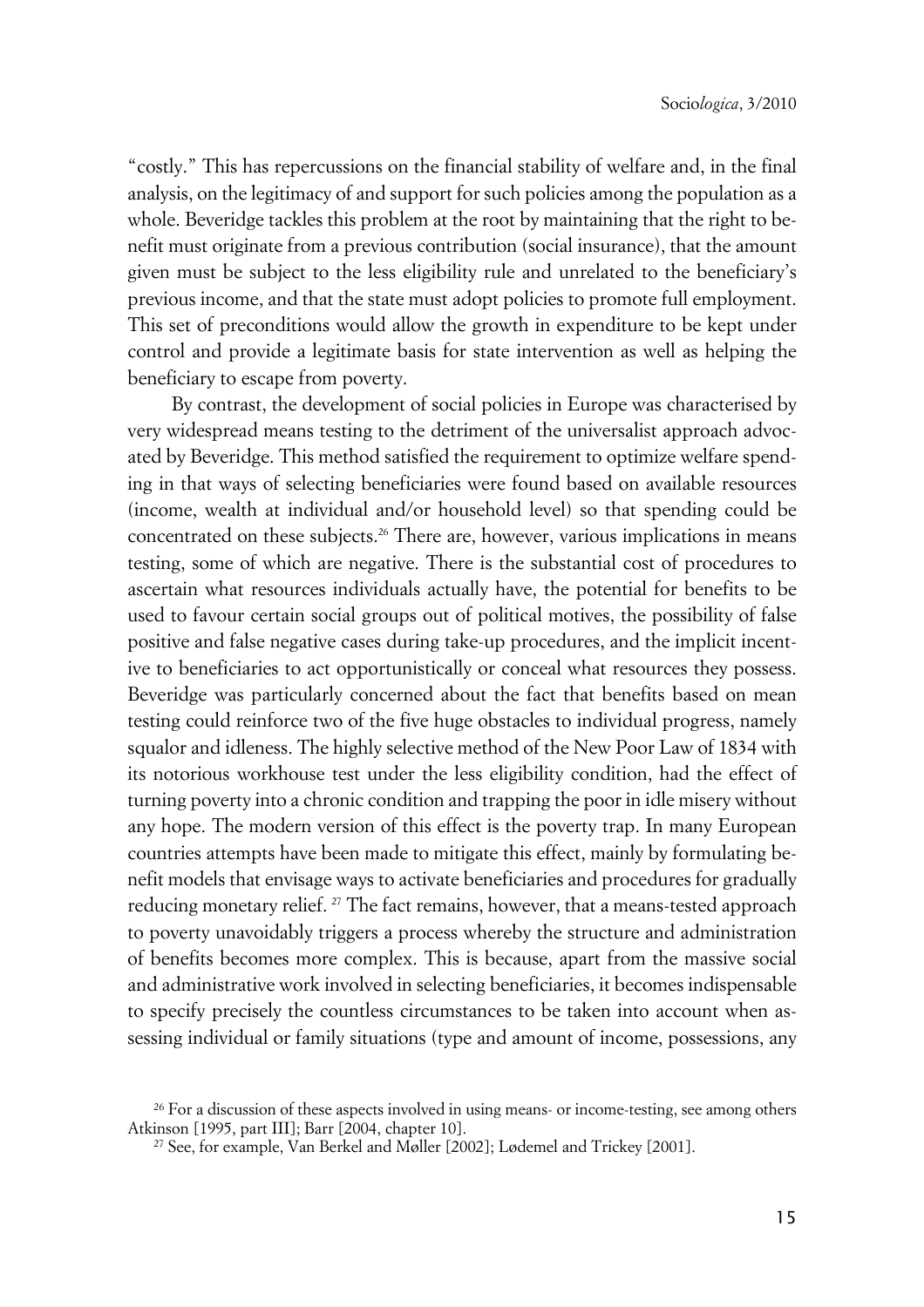"costly." This has repercussions on the financial stability of welfare and, in the final analysis, on the legitimacy of and support for such policies among the population as a whole. Beveridge tackles this problem at the root by maintaining that the right to benefit must originate from a previous contribution (social insurance), that the amount given must be subject to the less eligibility rule and unrelated to the beneficiary's previous income, and that the state must adopt policies to promote full employment. This set of preconditions would allow the growth in expenditure to be kept under control and provide a legitimate basis for state intervention as well as helping the beneficiary to escape from poverty.

By contrast, the development of social policies in Europe was characterised by very widespread means testing to the detriment of the universalist approach advocated by Beveridge. This method satisfied the requirement to optimize welfare spending in that ways of selecting beneficiaries were found based on available resources (income, wealth at individual and/or household level) so that spending could be concentrated on these subjects.[26] There are, however, various implications in means testing, some of which are negative. There is the substantial cost of procedures to ascertain what resources individuals actually have, the potential for benefits to be used to favour certain social groups out of political motives, the possibility of false positive and false negative cases during take-up procedures, and the implicit incentive to beneficiaries to act opportunistically or conceal what resources they possess. Beveridge was particularly concerned about the fact that benefits based on mean testing could reinforce two of the five huge obstacles to individual progress, namely squalor and idleness. The highly selective method of the New Poor Law of 1834 with its notorious workhouse test under the less eligibility condition, had the effect of turning poverty into a chronic condition and trapping the poor in idle misery without any hope. The modern version of this effect is the poverty trap. In many European countries attempts have been made to mitigate this effect, mainly by formulating benefit models that envisage ways to activate beneficiaries and procedures for gradually reducing monetary relief.[27] The fact remains, however, that a means-tested approach to poverty unavoidably triggers a process whereby the structure and administration of benefits becomes more complex. This is because, apart from the massive social and administrative work involved in selecting beneficiaries, it becomes indispensable to specify precisely the countless circumstances to be taken into account when assessing individual or family situations (type and amount of income, possessions, any

[26] For a discussion of these aspects involved in using means- or income-testing, see among others Atkinson [1995, part III]; Barr [2004, chapter 10].

[27] See, for example, Van Berkel and Møller [2002]; Lødemel and Trickey [2001].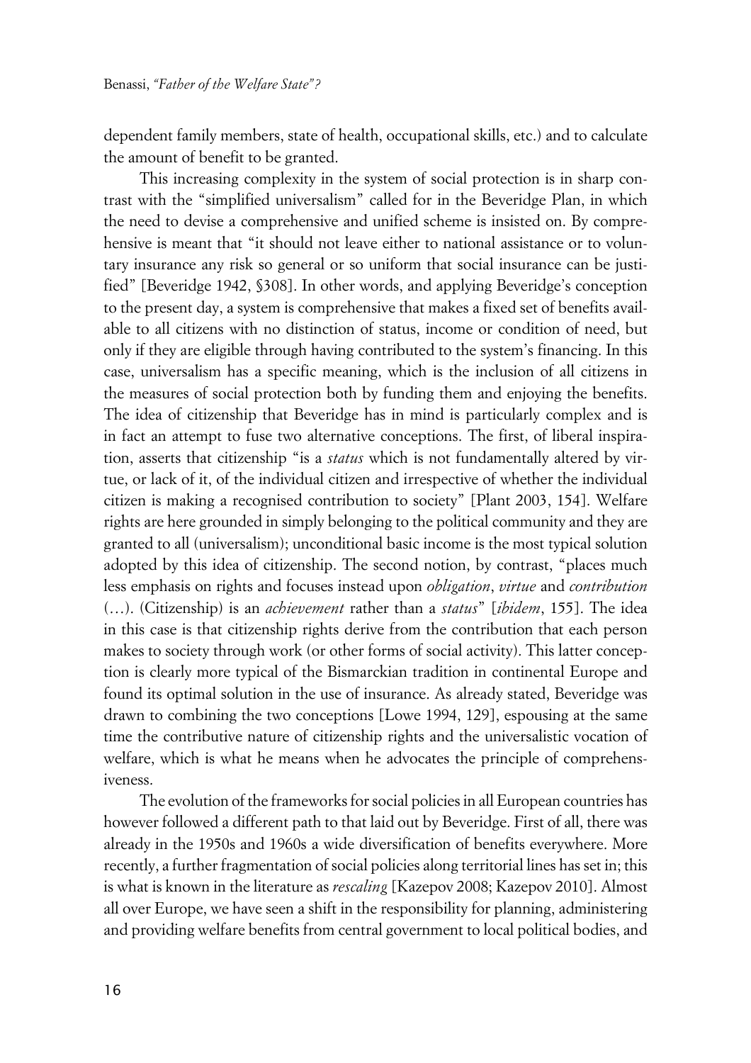dependent family members, state of health, occupational skills, etc.) and to calculate the amount of benefit to be granted.

This increasing complexity in the system of social protection is in sharp contrast with the "simplified universalism" called for in the Beveridge Plan, in which the need to devise a comprehensive and unified scheme is insisted on. By comprehensive is meant that "it should not leave either to national assistance or to voluntary insurance any risk so general or so uniform that social insurance can be justified" [Beveridge 1942, §308]. In other words, and applying Beveridge's conception to the present day, a system is comprehensive that makes a fixed set of benefits available to all citizens with no distinction of status, income or condition of need, but only if they are eligible through having contributed to the system's financing. In this case, universalism has a specific meaning, which is the inclusion of all citizens in the measures of social protection both by funding them and enjoying the benefits. The idea of citizenship that Beveridge has in mind is particularly complex and is in fact an attempt to fuse two alternative conceptions. The first, of liberal inspiration, asserts that citizenship "is a *status* which is not fundamentally altered by virtue, or lack of it, of the individual citizen and irrespective of whether the individual citizen is making a recognised contribution to society" [Plant 2003, 154]. Welfare rights are here grounded in simply belonging to the political community and they are granted to all (universalism); unconditional basic income is the most typical solution adopted by this idea of citizenship. The second notion, by contrast, "places much less emphasis on rights and focuses instead upon *obligation*, *virtue* and *contribution* (…). (Citizenship) is an *achievement* rather than a *status*" [*ibidem*, 155]. The idea in this case is that citizenship rights derive from the contribution that each person makes to society through work (or other forms of social activity). This latter conception is clearly more typical of the Bismarckian tradition in continental Europe and found its optimal solution in the use of insurance. As already stated, Beveridge was drawn to combining the two conceptions [Lowe 1994, 129], espousing at the same time the contributive nature of citizenship rights and the universalistic vocation of welfare, which is what he means when he advocates the principle of comprehensiveness.

The evolution of the frameworks for social policies in all European countries has however followed a different path to that laid out by Beveridge. First of all, there was already in the 1950s and 1960s a wide diversification of benefits everywhere. More recently, a further fragmentation of social policies along territorial lines has set in; this is what is known in the literature as *rescaling* [Kazepov 2008; Kazepov 2010]. Almost all over Europe, we have seen a shift in the responsibility for planning, administering and providing welfare benefits from central government to local political bodies, and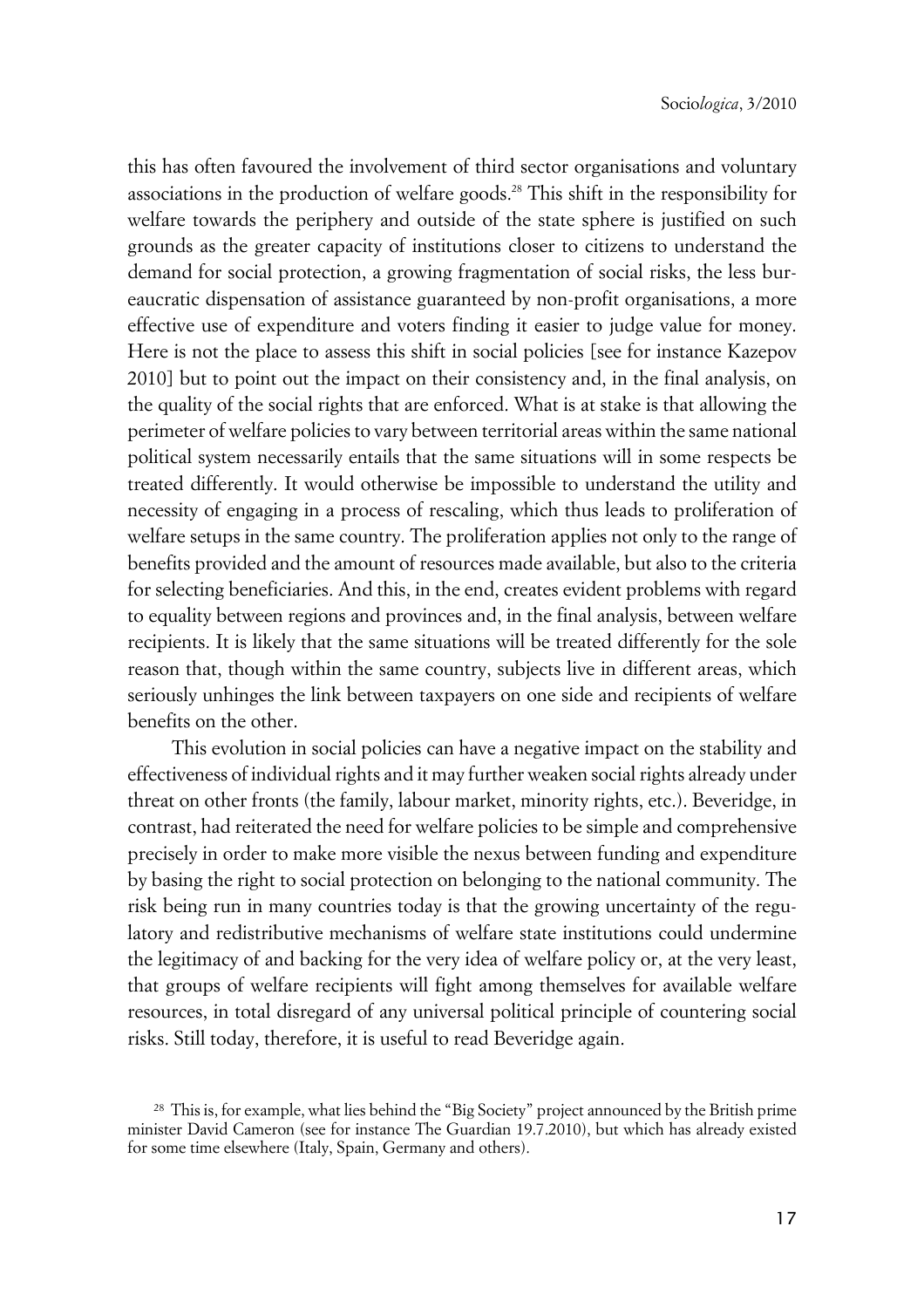this has often favoured the involvement of third sector organisations and voluntary associations in the production of welfare goods.[28] This shift in the responsibility for welfare towards the periphery and outside of the state sphere is justified on such grounds as the greater capacity of institutions closer to citizens to understand the demand for social protection, a growing fragmentation of social risks, the less bureaucratic dispensation of assistance guaranteed by non-profit organisations, a more effective use of expenditure and voters finding it easier to judge value for money. Here is not the place to assess this shift in social policies [see for instance Kazepov 2010] but to point out the impact on their consistency and, in the final analysis, on the quality of the social rights that are enforced. What is at stake is that allowing the perimeter of welfare policies to vary between territorial areas within the same national political system necessarily entails that the same situations will in some respects be treated differently. It would otherwise be impossible to understand the utility and necessity of engaging in a process of rescaling, which thus leads to proliferation of welfare setups in the same country. The proliferation applies not only to the range of benefits provided and the amount of resources made available, but also to the criteria for selecting beneficiaries. And this, in the end, creates evident problems with regard to equality between regions and provinces and, in the final analysis, between welfare recipients. It is likely that the same situations will be treated differently for the sole reason that, though within the same country, subjects live in different areas, which seriously unhinges the link between taxpayers on one side and recipients of welfare benefits on the other.

This evolution in social policies can have a negative impact on the stability and effectiveness of individual rights and it may further weaken social rights already under threat on other fronts (the family, labour market, minority rights, etc.). Beveridge, in contrast, had reiterated the need for welfare policies to be simple and comprehensive precisely in order to make more visible the nexus between funding and expenditure by basing the right to social protection on belonging to the national community. The risk being run in many countries today is that the growing uncertainty of the regulatory and redistributive mechanisms of welfare state institutions could undermine the legitimacy of and backing for the very idea of welfare policy or, at the very least, that groups of welfare recipients will fight among themselves for available welfare resources, in total disregard of any universal political principle of countering social risks. Still today, therefore, it is useful to read Beveridge again.

[28] This is, for example, what lies behind the "Big Society" project announced by the British prime minister David Cameron (see for instance The Guardian 19.7.2010), but which has already existed for some time elsewhere (Italy, Spain, Germany and others).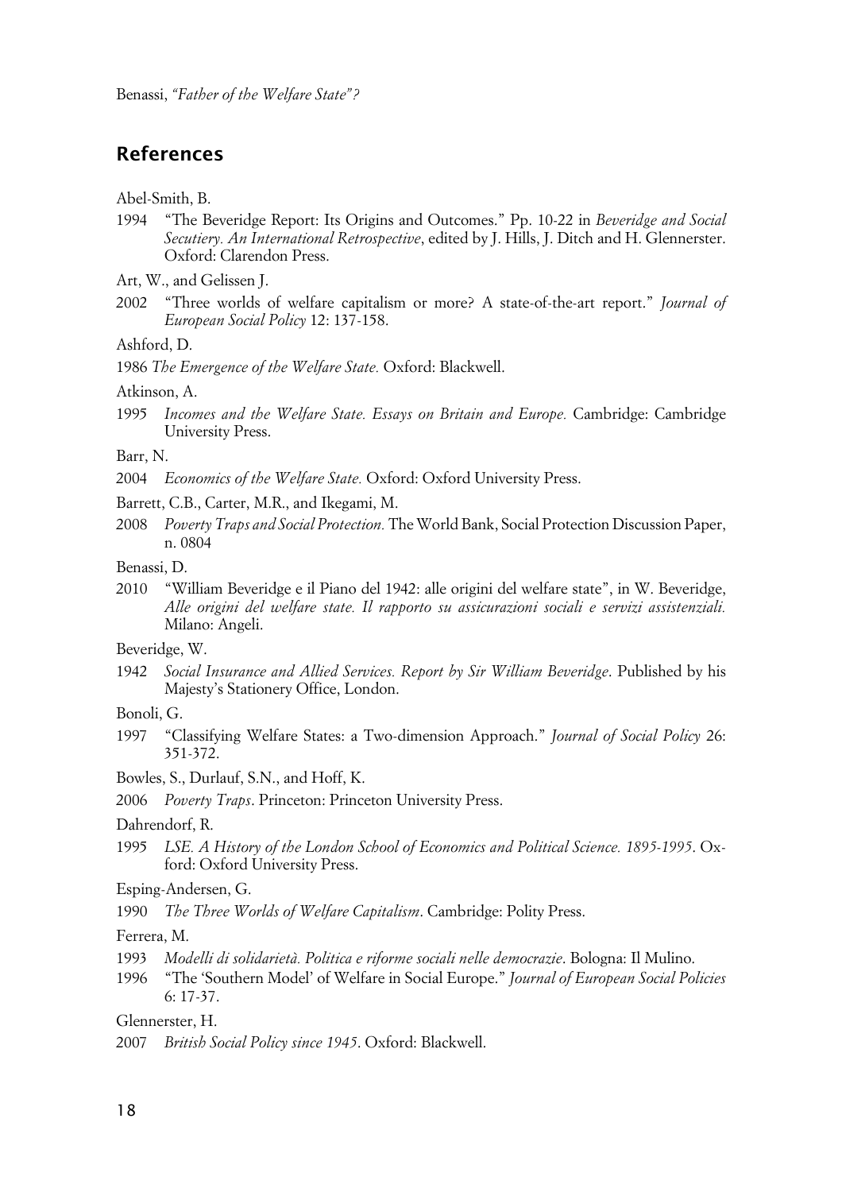## References

Abel-Smith, B.

1994 "The Beveridge Report: Its Origins and Outcomes." Pp. 10-22 in *Beveridge and Social Secutiery. An International Retrospective*, edited by J. Hills, J. Ditch and H. Glennerster. Oxford: Clarendon Press.

Art, W., and Gelissen J.

2002 "Three worlds of welfare capitalism or more? A state-of-the-art report." *Journal of European Social Policy* 12: 137-158.

Ashford, D.

1986 *The Emergence of the Welfare State.* Oxford: Blackwell.

Atkinson, A.

1995 *Incomes and the Welfare State. Essays on Britain and Europe.* Cambridge: Cambridge University Press.

Barr, N.

2004 *Economics of the Welfare State.* Oxford: Oxford University Press.

Barrett, C.B., Carter, M.R., and Ikegami, M.

2008 *Poverty Traps and Social Protection.* The World Bank, Social Protection Discussion Paper, n. 0804

Benassi, D.

2010 "William Beveridge e il Piano del 1942: alle origini del welfare state", in W. Beveridge, *Alle origini del welfare state. Il rapporto su assicurazioni sociali e servizi assistenziali.* Milano: Angeli.

Beveridge, W.

1942 *Social Insurance and Allied Services. Report by Sir William Beveridge*. Published by his Majesty's Stationery Office, London.

Bonoli, G.

1997 "Classifying Welfare States: a Two-dimension Approach." *Journal of Social Policy* 26: 351-372.

Bowles, S., Durlauf, S.N., and Hoff, K.

2006 *Poverty Traps*. Princeton: Princeton University Press.

Dahrendorf, R.

1995 *LSE. A History of the London School of Economics and Political Science. 1895-1995*. Oxford: Oxford University Press.

Esping-Andersen, G.

1990 *The Three Worlds of Welfare Capitalism*. Cambridge: Polity Press.

Ferrera, M.

1993 *Modelli di solidarietà. Politica e riforme sociali nelle democrazie*. Bologna: Il Mulino.

1996 "The 'Southern Model' of Welfare in Social Europe." *Journal of European Social Policies* 6: 17-37.

Glennerster, H.

2007 *British Social Policy since 1945*. Oxford: Blackwell.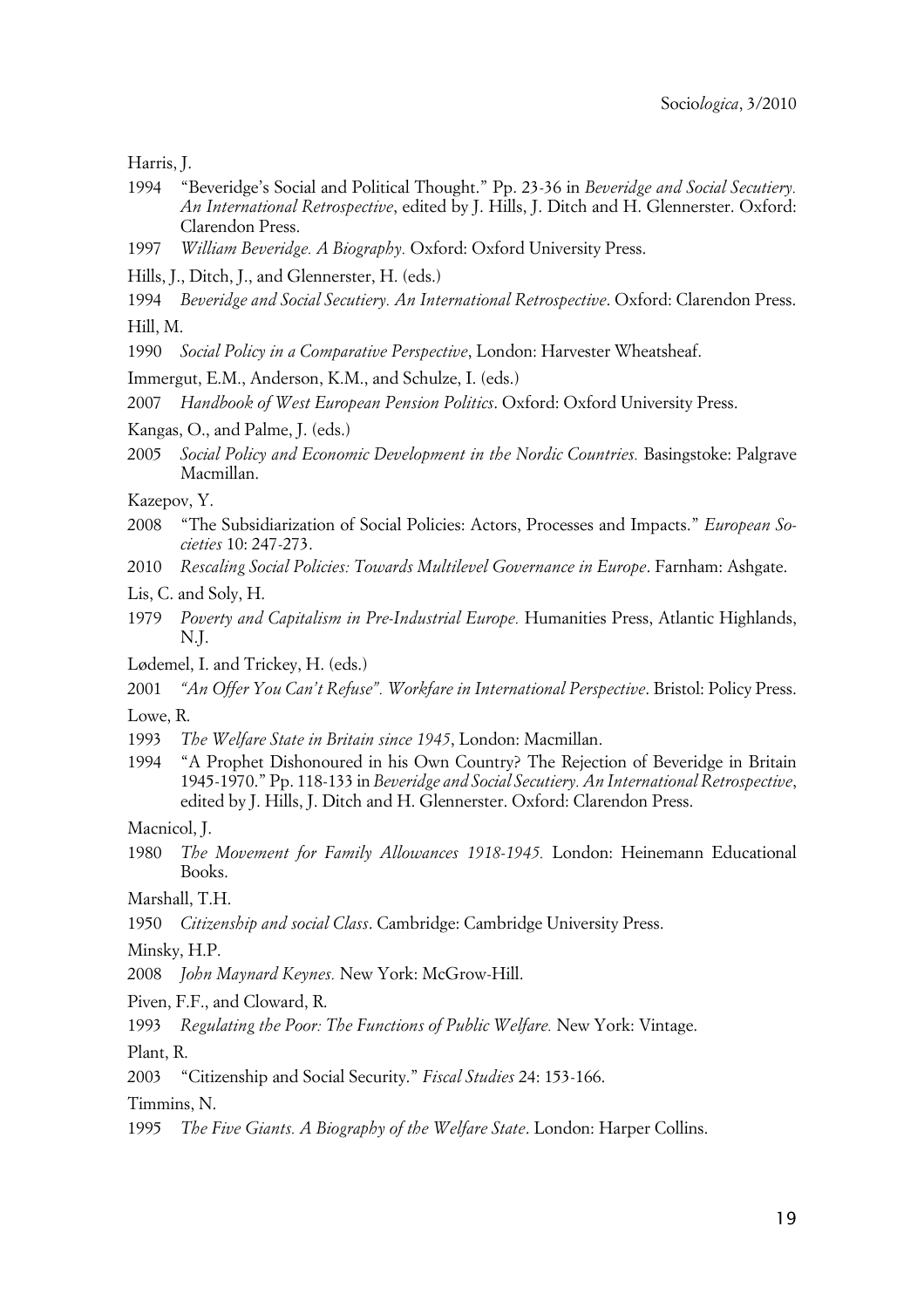Harris, J.

1994 "Beveridge's Social and Political Thought." Pp. 23-36 in *Beveridge and Social Secutiery. An International Retrospective*, edited by J. Hills, J. Ditch and H. Glennerster. Oxford: Clarendon Press.

1997 *William Beveridge. A Biography.* Oxford: Oxford University Press.

Hills, J., Ditch, J., and Glennerster, H. (eds.)

1994 *Beveridge and Social Secutiery. An International Retrospective*. Oxford: Clarendon Press.

Hill, M.

1990 *Social Policy in a Comparative Perspective*, London: Harvester Wheatsheaf.

Immergut, E.M., Anderson, K.M., and Schulze, I. (eds.)

2007 *Handbook of West European Pension Politics*. Oxford: Oxford University Press.

Kangas, O., and Palme, J. (eds.)

2005 *Social Policy and Economic Development in the Nordic Countries.* Basingstoke: Palgrave Macmillan.

Kazepov, Y.

2008 "The Subsidiarization of Social Policies: Actors, Processes and Impacts." *European Societies* 10: 247-273.

2010 *Rescaling Social Policies: Towards Multilevel Governance in Europe*. Farnham: Ashgate.

Lis, C. and Soly, H.

1979 *Poverty and Capitalism in Pre-Industrial Europe.* Humanities Press, Atlantic Highlands, N.J.

Lødemel, I. and Trickey, H. (eds.)

2001 *"An Offer You Can't Refuse". Workfare in International Perspective*. Bristol: Policy Press.

Lowe, R.

1993 *The Welfare State in Britain since 1945*, London: Macmillan.

1994 "A Prophet Dishonoured in his Own Country? The Rejection of Beveridge in Britain 1945-1970." Pp. 118-133 in *Beveridge and Social Secutiery. An International Retrospective*, edited by J. Hills, J. Ditch and H. Glennerster. Oxford: Clarendon Press.

Macnicol, J.

1980 *The Movement for Family Allowances 1918-1945.* London: Heinemann Educational Books.

Marshall, T.H.

1950 *Citizenship and social Class*. Cambridge: Cambridge University Press.

Minsky, H.P.

2008 *John Maynard Keynes.* New York: McGrow-Hill.

Piven, F.F., and Cloward, R.

1993 *Regulating the Poor: The Functions of Public Welfare.* New York: Vintage.

Plant, R.

2003 "Citizenship and Social Security." *Fiscal Studies* 24: 153-166.

Timmins, N.

1995 *The Five Giants. A Biography of the Welfare State*. London: Harper Collins.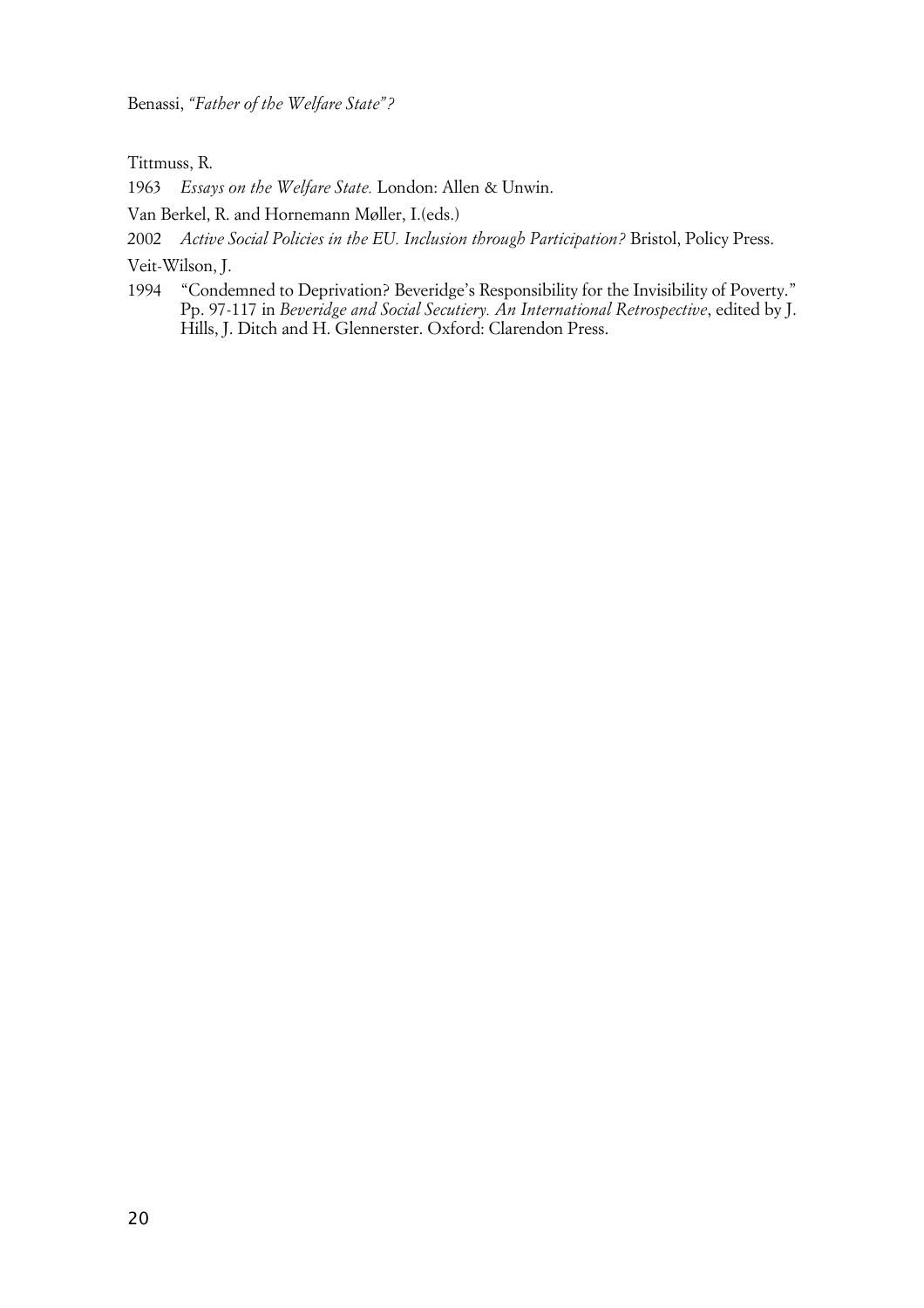Tittmuss, R.

1963 *Essays on the Welfare State.* London: Allen & Unwin.

Van Berkel, R. and Hornemann Møller, I.(eds.)

2002 *Active Social Policies in the EU. Inclusion through Participation?* Bristol, Policy Press.

Veit-Wilson, J.

1994 "Condemned to Deprivation? Beveridge's Responsibility for the Invisibility of Poverty." Pp. 97-117 in *Beveridge and Social Secutiery. An International Retrospective*, edited by J. Hills, J. Ditch and H. Glennerster. Oxford: Clarendon Press.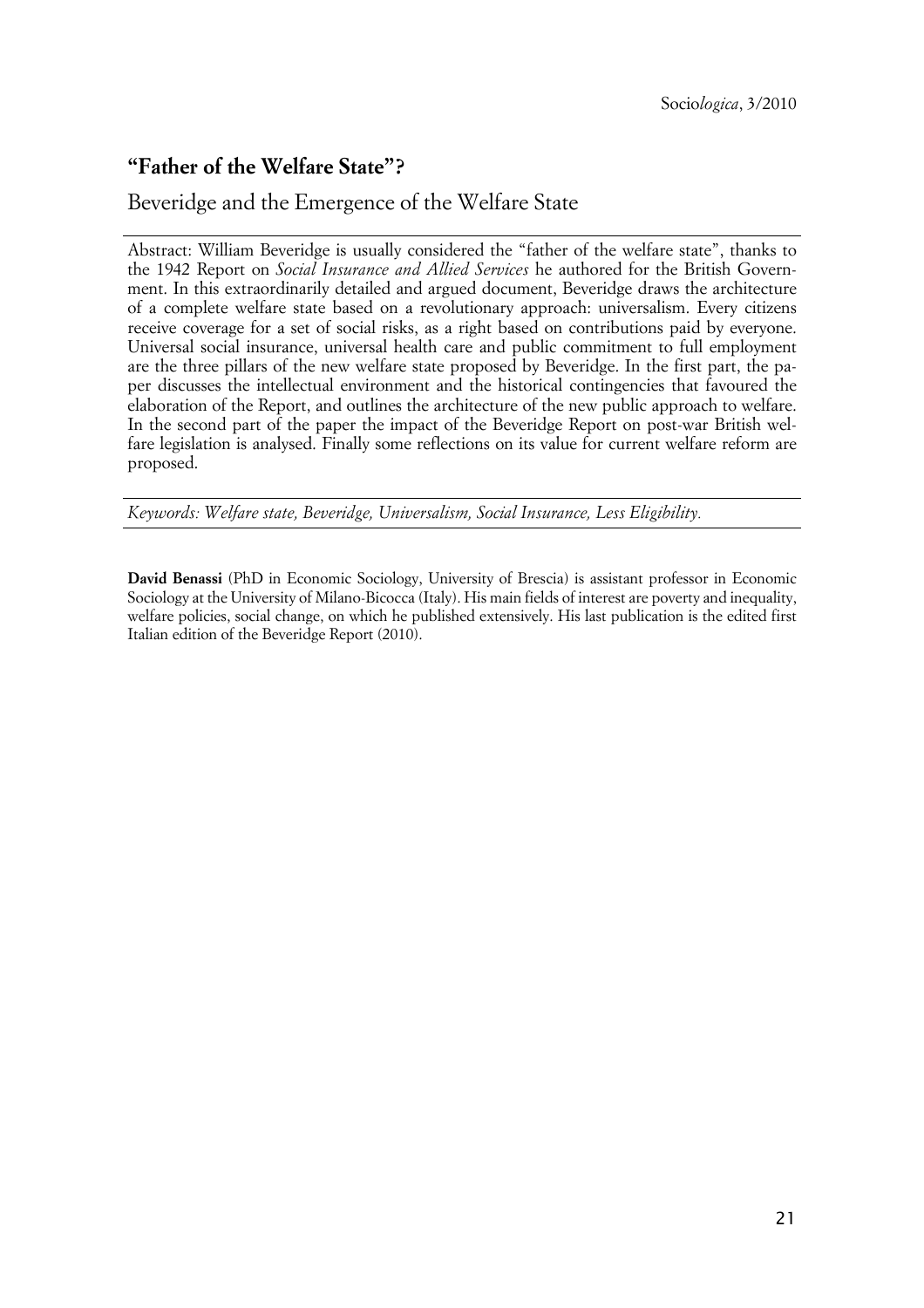## "Father of the Welfare State"?

Beveridge and the Emergence of the Welfare State

Abstract: William Beveridge is usually considered the "father of the welfare state", thanks to the 1942 Report on *Social Insurance and Allied Services* he authored for the British Government. In this extraordinarily detailed and argued document, Beveridge draws the architecture of a complete welfare state based on a revolutionary approach: universalism. Every citizens receive coverage for a set of social risks, as a right based on contributions paid by everyone. Universal social insurance, universal health care and public commitment to full employment are the three pillars of the new welfare state proposed by Beveridge. In the first part, the paper discusses the intellectual environment and the historical contingencies that favoured the elaboration of the Report, and outlines the architecture of the new public approach to welfare. In the second part of the paper the impact of the Beveridge Report on post-war British welfare legislation is analysed. Finally some reflections on its value for current welfare reform are proposed.

*Keywords: Welfare state, Beveridge, Universalism, Social Insurance, Less Eligibility.*

**David Benassi** (PhD in Economic Sociology, University of Brescia) is assistant professor in Economic Sociology at the University of Milano-Bicocca (Italy). His main fields of interest are poverty and inequality, welfare policies, social change, on which he published extensively. His last publication is the edited first Italian edition of the Beveridge Report (2010).